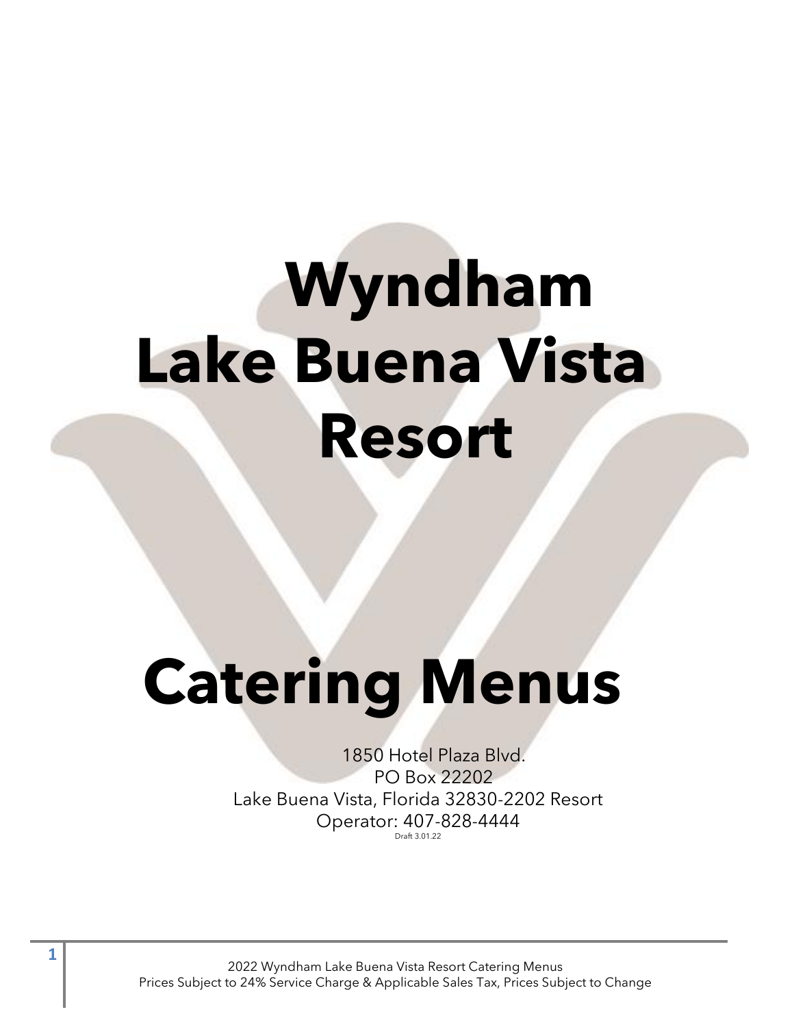# Wyndham Lake Buena Vista Resort

# Catering Menus

1850 Hotel Plaza Blvd.
PO Box 22202
Lake Buena Vista, Florida 32830-2202 Resort
Operator: 407-828-4444
Draft 3.01.22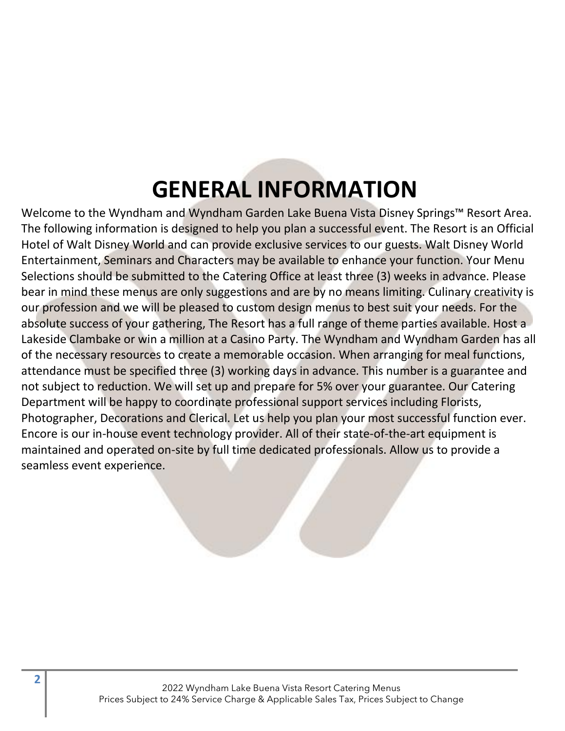# GENERAL INFORMATION

Welcome to the Wyndham and Wyndham Garden Lake Buena Vista Disney Springs™ Resort Area. The following information is designed to help you plan a successful event. The Resort is an Official Hotel of Walt Disney World and can provide exclusive services to our guests. Walt Disney World Entertainment, Seminars and Characters may be available to enhance your function. Your Menu Selections should be submitted to the Catering Office at least three (3) weeks in advance. Please bear in mind these menus are only suggestions and are by no means limiting. Culinary creativity is our profession and we will be pleased to custom design menus to best suit your needs. For the absolute success of your gathering, The Resort has a full range of theme parties available. Host a Lakeside Clambake or win a million at a Casino Party. The Wyndham and Wyndham Garden has all of the necessary resources to create a memorable occasion. When arranging for meal functions, attendance must be specified three (3) working days in advance. This number is a guarantee and not subject to reduction. We will set up and prepare for 5% over your guarantee. Our Catering Department will be happy to coordinate professional support services including Florists, Photographer, Decorations and Clerical. Let us help you plan your most successful function ever. Encore is our in-house event technology provider. All of their state-of-the-art equipment is maintained and operated on-site by full time dedicated professionals. Allow us to provide a seamless event experience.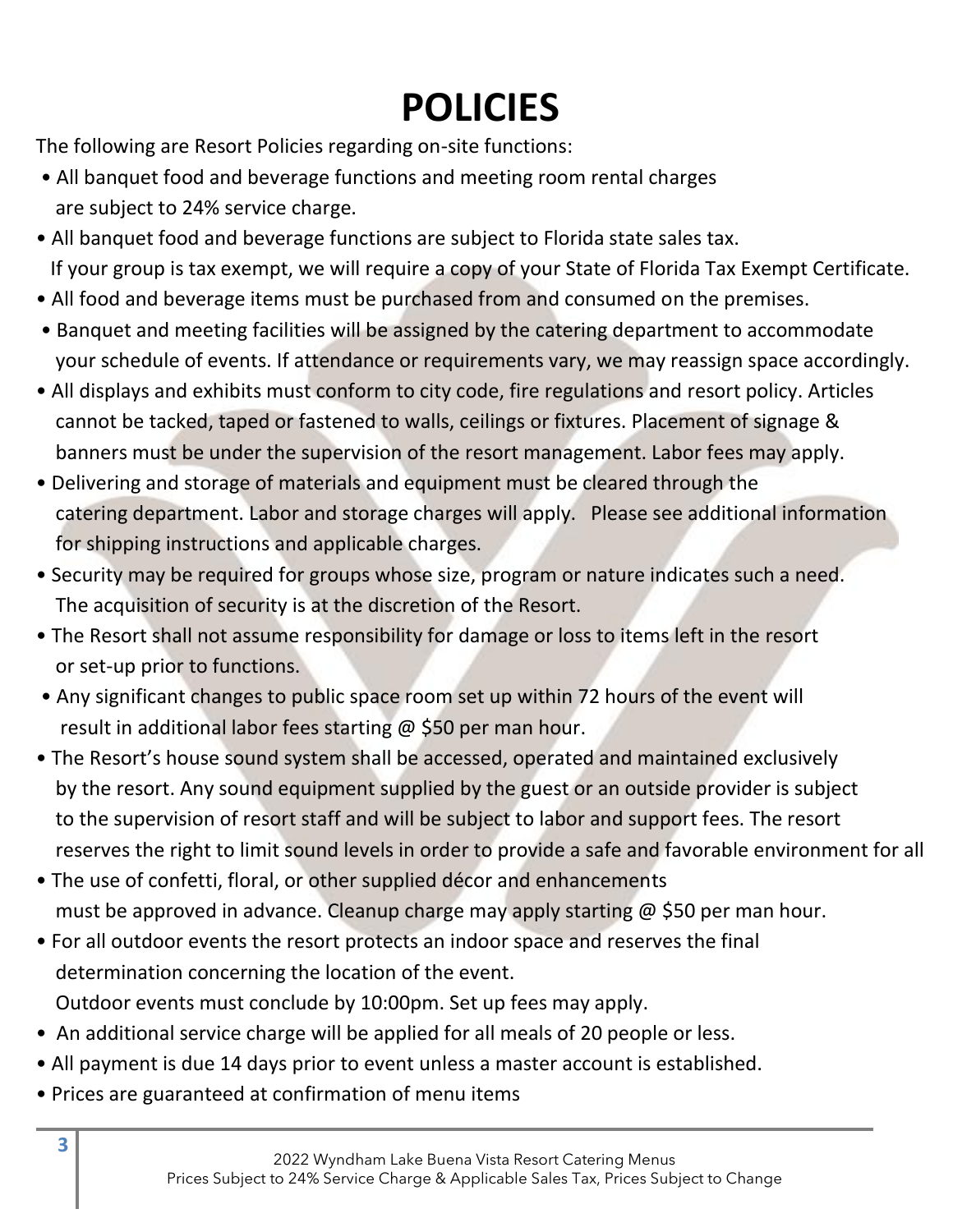# POLICIES

The following are Resort Policies regarding on-site functions:

- All banquet food and beverage functions and meeting room rental charges are subject to 24% service charge.
- All banquet food and beverage functions are subject to Florida state sales tax. If your group is tax exempt, we will require a copy of your State of Florida Tax Exempt Certificate.
- All food and beverage items must be purchased from and consumed on the premises.
- Banquet and meeting facilities will be assigned by the catering department to accommodate your schedule of events. If attendance or requirements vary, we may reassign space accordingly.
- All displays and exhibits must conform to city code, fire regulations and resort policy. Articles cannot be tacked, taped or fastened to walls, ceilings or fixtures. Placement of signage & banners must be under the supervision of the resort management. Labor fees may apply.
- Delivering and storage of materials and equipment must be cleared through the catering department. Labor and storage charges will apply. Please see additional information for shipping instructions and applicable charges.
- Security may be required for groups whose size, program or nature indicates such a need. The acquisition of security is at the discretion of the Resort.
- The Resort shall not assume responsibility for damage or loss to items left in the resort or set-up prior to functions.
- Any significant changes to public space room set up within 72 hours of the event will result in additional labor fees starting @ $50 per man hour.
- The Resort's house sound system shall be accessed, operated and maintained exclusively by the resort. Any sound equipment supplied by the guest or an outside provider is subject to the supervision of resort staff and will be subject to labor and support fees. The resort reserves the right to limit sound levels in order to provide a safe and favorable environment for all
- The use of confetti, floral, or other supplied décor and enhancements must be approved in advance. Cleanup charge may apply starting @ $50 per man hour.
- For all outdoor events the resort protects an indoor space and reserves the final determination concerning the location of the event. Outdoor events must conclude by 10:00pm. Set up fees may apply.
- An additional service charge will be applied for all meals of 20 people or less.
- All payment is due 14 days prior to event unless a master account is established.
- Prices are guaranteed at confirmation of menu items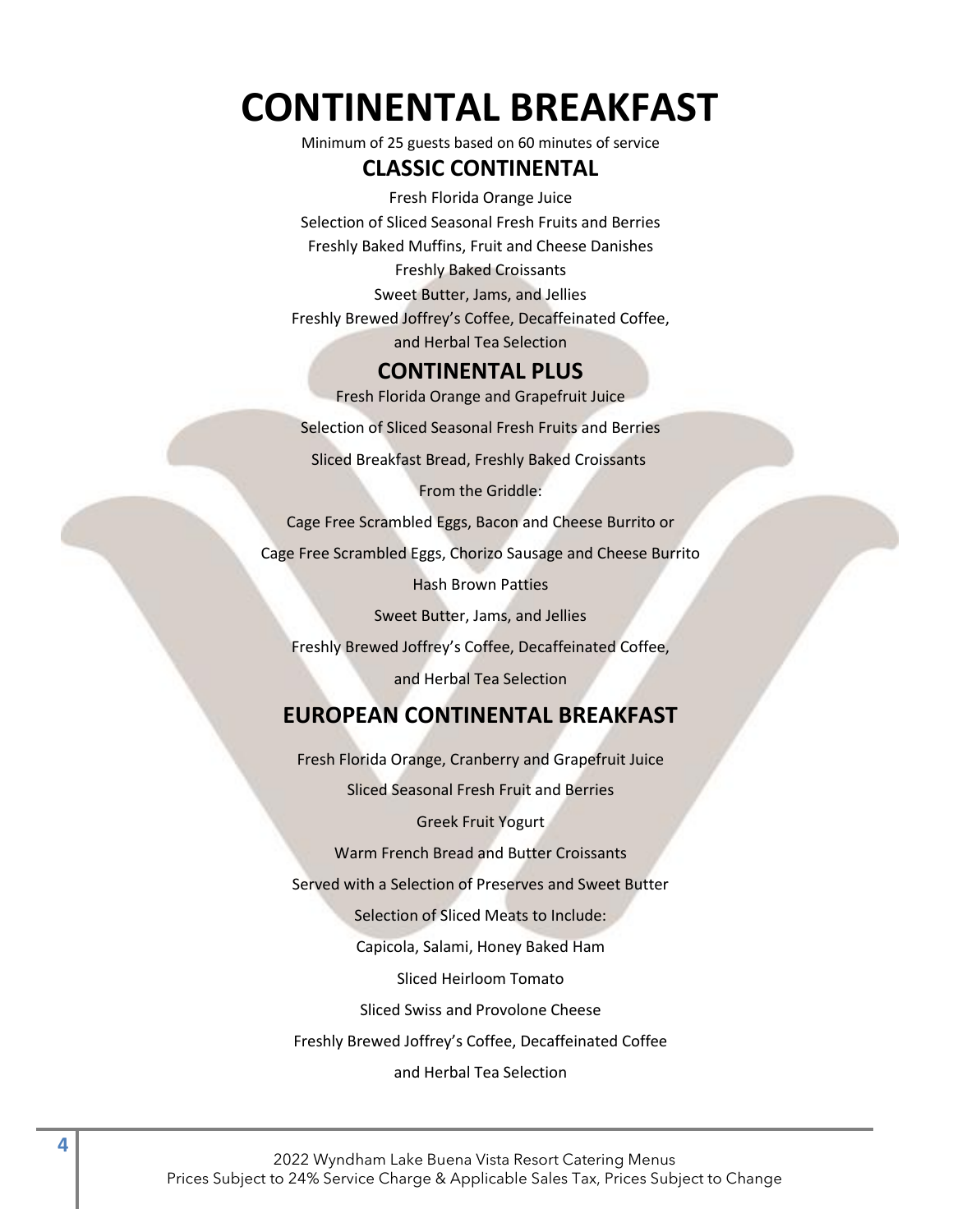# CONTINENTAL BREAKFAST

Minimum of 25 guests based on 60 minutes of service

## CLASSIC CONTINENTAL

Fresh Florida Orange Juice

Selection of Sliced Seasonal Fresh Fruits and Berries

Freshly Baked Muffins, Fruit and Cheese Danishes

Freshly Baked Croissants

Sweet Butter, Jams, and Jellies

Freshly Brewed Joffrey's Coffee, Decaffeinated Coffee, and Herbal Tea Selection

## CONTINENTAL PLUS

Fresh Florida Orange and Grapefruit Juice

Selection of Sliced Seasonal Fresh Fruits and Berries

Sliced Breakfast Bread, Freshly Baked Croissants

From the Griddle:

Cage Free Scrambled Eggs, Bacon and Cheese Burrito or

Cage Free Scrambled Eggs, Chorizo Sausage and Cheese Burrito

Hash Brown Patties

Sweet Butter, Jams, and Jellies

Freshly Brewed Joffrey's Coffee, Decaffeinated Coffee, and Herbal Tea Selection

## EUROPEAN CONTINENTAL BREAKFAST

Fresh Florida Orange, Cranberry and Grapefruit Juice

Sliced Seasonal Fresh Fruit and Berries

Greek Fruit Yogurt

Warm French Bread and Butter Croissants

Served with a Selection of Preserves and Sweet Butter

Selection of Sliced Meats to Include:

Capicola, Salami, Honey Baked Ham

Sliced Heirloom Tomato

Sliced Swiss and Provolone Cheese

Freshly Brewed Joffrey's Coffee, Decaffeinated Coffee and Herbal Tea Selection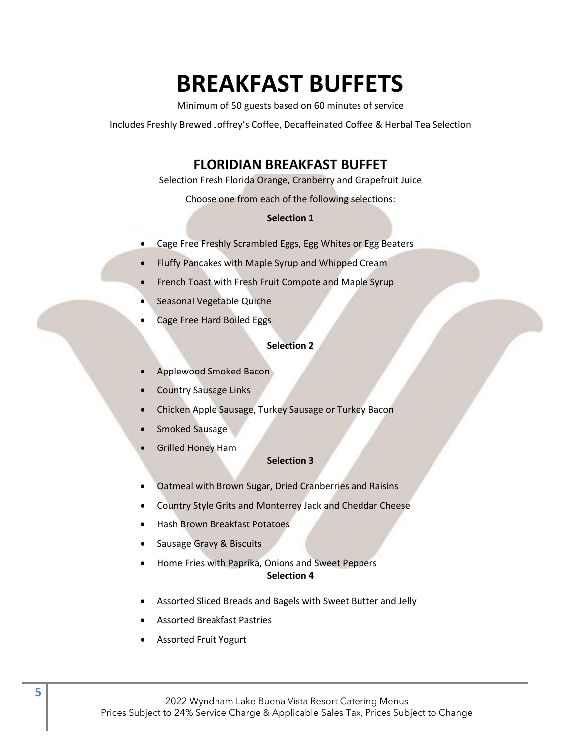# BREAKFAST BUFFETS

Minimum of 50 guests based on 60 minutes of service

Includes Freshly Brewed Joffrey's Coffee, Decaffeinated Coffee & Herbal Tea Selection

## FLORIDIAN BREAKFAST BUFFET

Selection Fresh Florida Orange, Cranberry and Grapefruit Juice

Choose one from each of the following selections:

**Selection 1**

- Cage Free Freshly Scrambled Eggs, Egg Whites or Egg Beaters
- Fluffy Pancakes with Maple Syrup and Whipped Cream
- French Toast with Fresh Fruit Compote and Maple Syrup
- Seasonal Vegetable Quiche
- Cage Free Hard Boiled Eggs

**Selection 2**

- Applewood Smoked Bacon
- Country Sausage Links
- Chicken Apple Sausage, Turkey Sausage or Turkey Bacon
- Smoked Sausage
- Grilled Honey Ham

**Selection 3**

- Oatmeal with Brown Sugar, Dried Cranberries and Raisins
- Country Style Grits and Monterrey Jack and Cheddar Cheese
- Hash Brown Breakfast Potatoes
- Sausage Gravy & Biscuits
- Home Fries with Paprika, Onions and Sweet Peppers

**Selection 4**

- Assorted Sliced Breads and Bagels with Sweet Butter and Jelly
- Assorted Breakfast Pastries
- Assorted Fruit Yogurt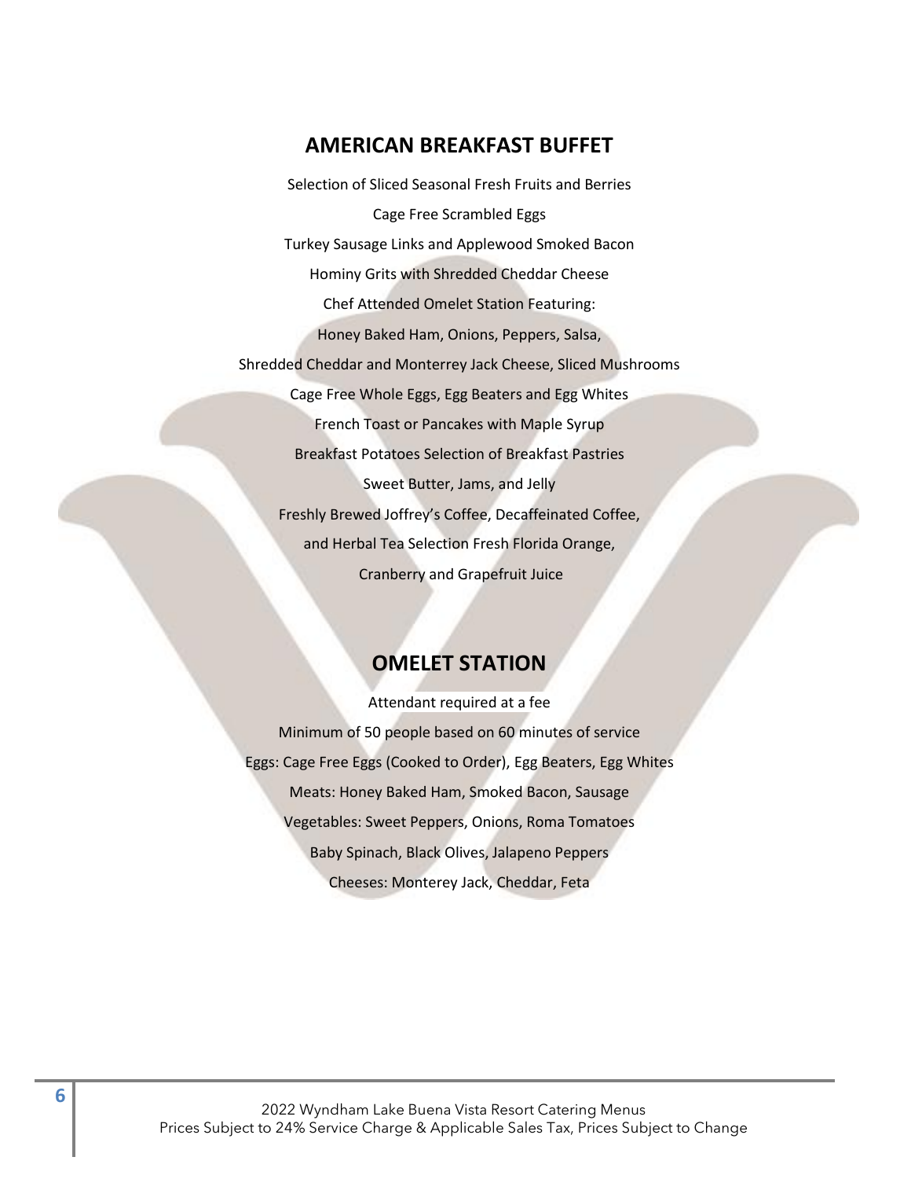## AMERICAN BREAKFAST BUFFET

Selection of Sliced Seasonal Fresh Fruits and Berries

Cage Free Scrambled Eggs

Turkey Sausage Links and Applewood Smoked Bacon

Hominy Grits with Shredded Cheddar Cheese

Chef Attended Omelet Station Featuring:

Honey Baked Ham, Onions, Peppers, Salsa,

Shredded Cheddar and Monterrey Jack Cheese, Sliced Mushrooms

Cage Free Whole Eggs, Egg Beaters and Egg Whites

French Toast or Pancakes with Maple Syrup

Breakfast Potatoes Selection of Breakfast Pastries

Sweet Butter, Jams, and Jelly

Freshly Brewed Joffrey's Coffee, Decaffeinated Coffee,

and Herbal Tea Selection Fresh Florida Orange,

Cranberry and Grapefruit Juice

## OMELET STATION

Attendant required at a fee

Minimum of 50 people based on 60 minutes of service

Eggs: Cage Free Eggs (Cooked to Order), Egg Beaters, Egg Whites

Meats: Honey Baked Ham, Smoked Bacon, Sausage

Vegetables: Sweet Peppers, Onions, Roma Tomatoes

Baby Spinach, Black Olives, Jalapeno Peppers

Cheeses: Monterey Jack, Cheddar, Feta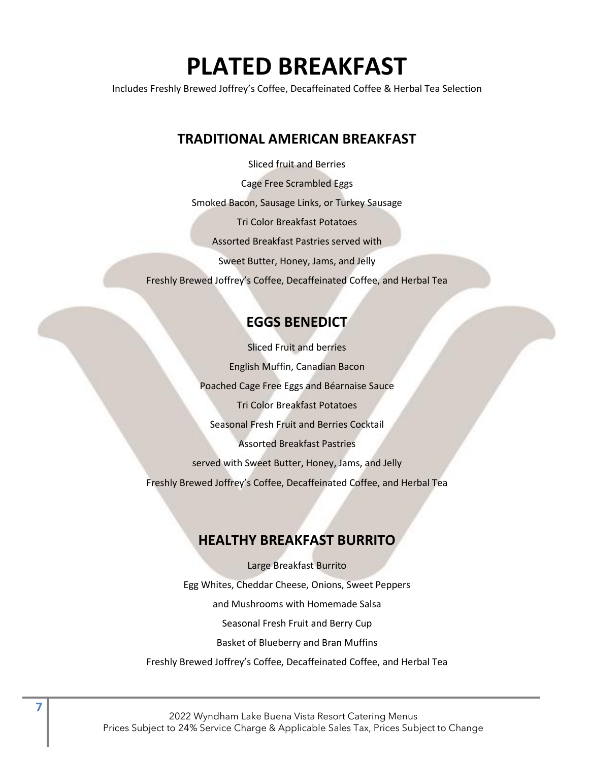# PLATED BREAKFAST

Includes Freshly Brewed Joffrey's Coffee, Decaffeinated Coffee & Herbal Tea Selection

## TRADITIONAL AMERICAN BREAKFAST

Sliced fruit and Berries

Cage Free Scrambled Eggs

Smoked Bacon, Sausage Links, or Turkey Sausage

Tri Color Breakfast Potatoes

Assorted Breakfast Pastries served with

Sweet Butter, Honey, Jams, and Jelly

Freshly Brewed Joffrey's Coffee, Decaffeinated Coffee, and Herbal Tea

## EGGS BENEDICT

Sliced Fruit and berries

English Muffin, Canadian Bacon

Poached Cage Free Eggs and Béarnaise Sauce

Tri Color Breakfast Potatoes

Seasonal Fresh Fruit and Berries Cocktail

Assorted Breakfast Pastries

served with Sweet Butter, Honey, Jams, and Jelly

Freshly Brewed Joffrey's Coffee, Decaffeinated Coffee, and Herbal Tea

## HEALTHY BREAKFAST BURRITO

Large Breakfast Burrito

Egg Whites, Cheddar Cheese, Onions, Sweet Peppers

and Mushrooms with Homemade Salsa

Seasonal Fresh Fruit and Berry Cup

Basket of Blueberry and Bran Muffins

Freshly Brewed Joffrey's Coffee, Decaffeinated Coffee, and Herbal Tea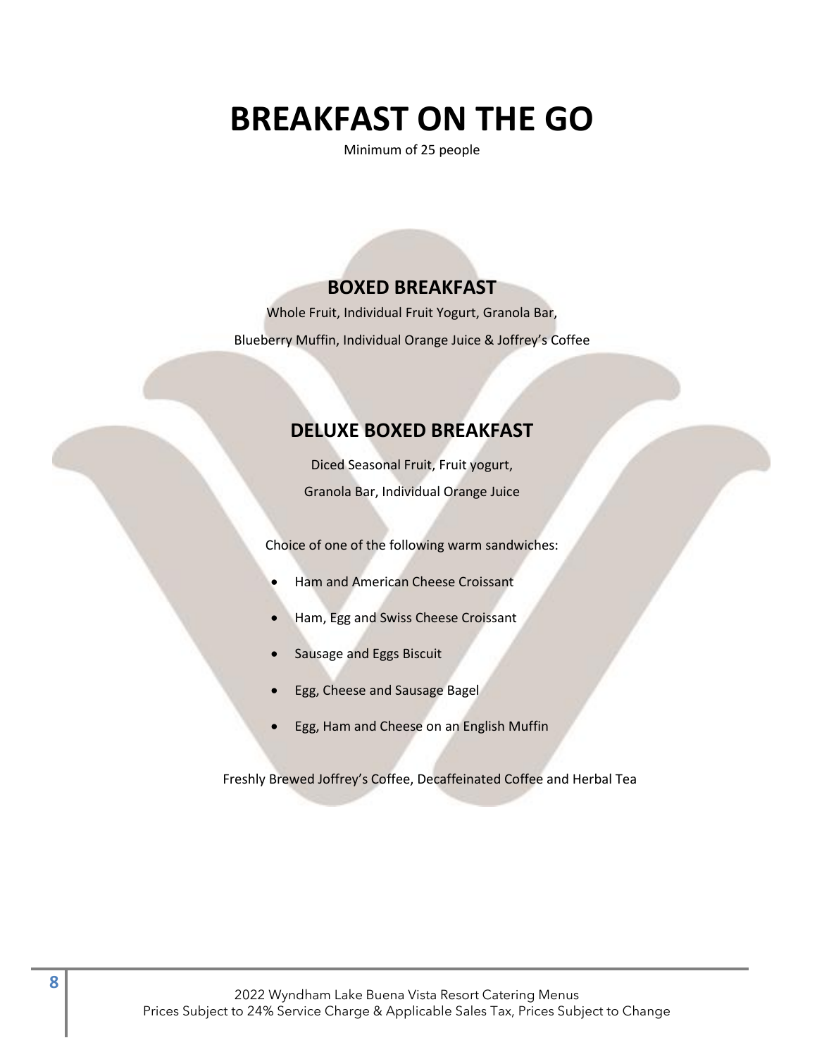# BREAKFAST ON THE GO

Minimum of 25 people

## BOXED BREAKFAST

Whole Fruit, Individual Fruit Yogurt, Granola Bar,

Blueberry Muffin, Individual Orange Juice & Joffrey's Coffee

## DELUXE BOXED BREAKFAST

Diced Seasonal Fruit, Fruit yogurt,

Granola Bar, Individual Orange Juice

Choice of one of the following warm sandwiches:

- Ham and American Cheese Croissant
- Ham, Egg and Swiss Cheese Croissant
- Sausage and Eggs Biscuit
- Egg, Cheese and Sausage Bagel
- Egg, Ham and Cheese on an English Muffin

Freshly Brewed Joffrey's Coffee, Decaffeinated Coffee and Herbal Tea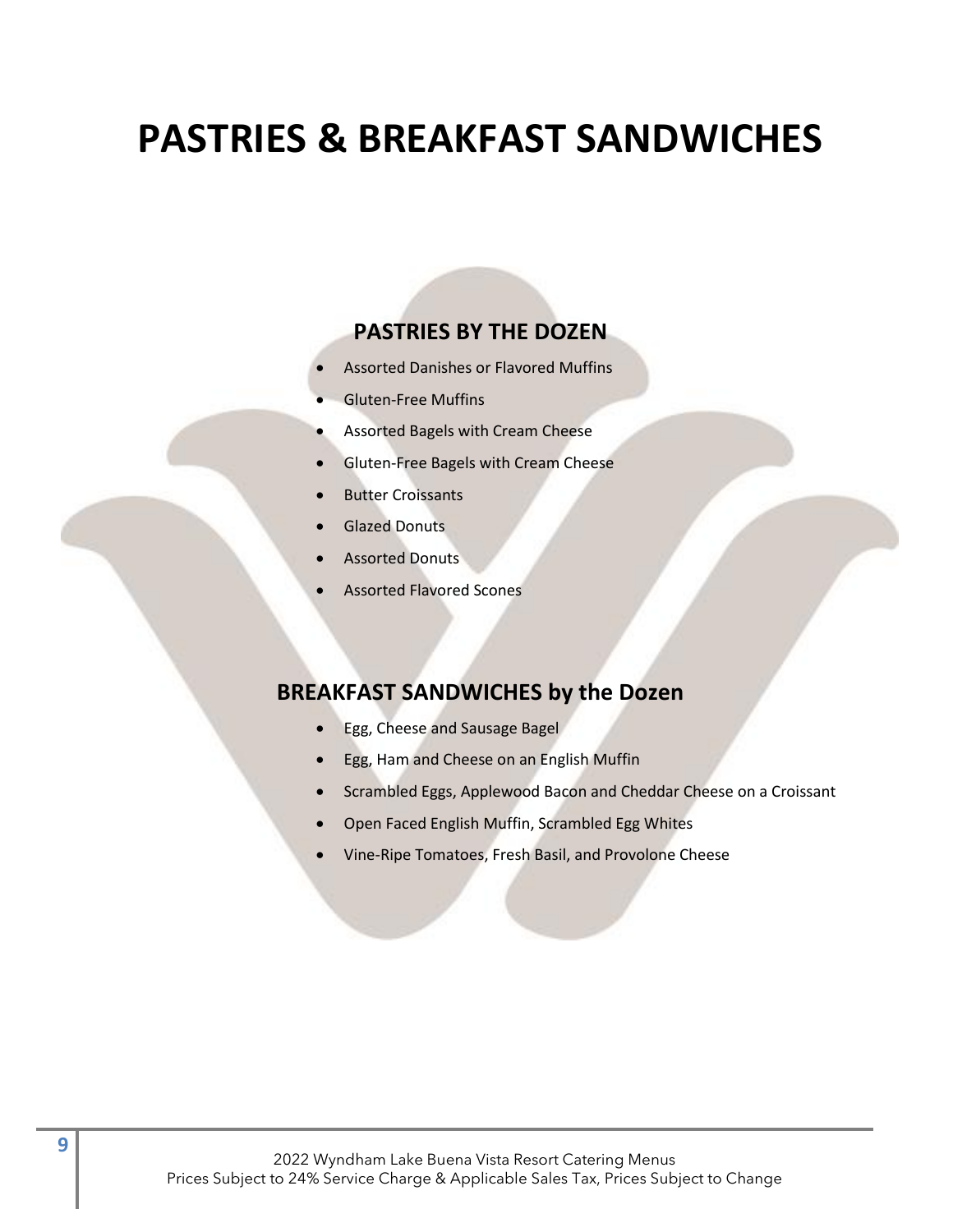# PASTRIES & BREAKFAST SANDWICHES

## PASTRIES BY THE DOZEN

- Assorted Danishes or Flavored Muffins
- Gluten-Free Muffins
- Assorted Bagels with Cream Cheese
- Gluten-Free Bagels with Cream Cheese
- Butter Croissants
- Glazed Donuts
- Assorted Donuts
- Assorted Flavored Scones

## BREAKFAST SANDWICHES by the Dozen

- Egg, Cheese and Sausage Bagel
- Egg, Ham and Cheese on an English Muffin
- Scrambled Eggs, Applewood Bacon and Cheddar Cheese on a Croissant
- Open Faced English Muffin, Scrambled Egg Whites
- Vine-Ripe Tomatoes, Fresh Basil, and Provolone Cheese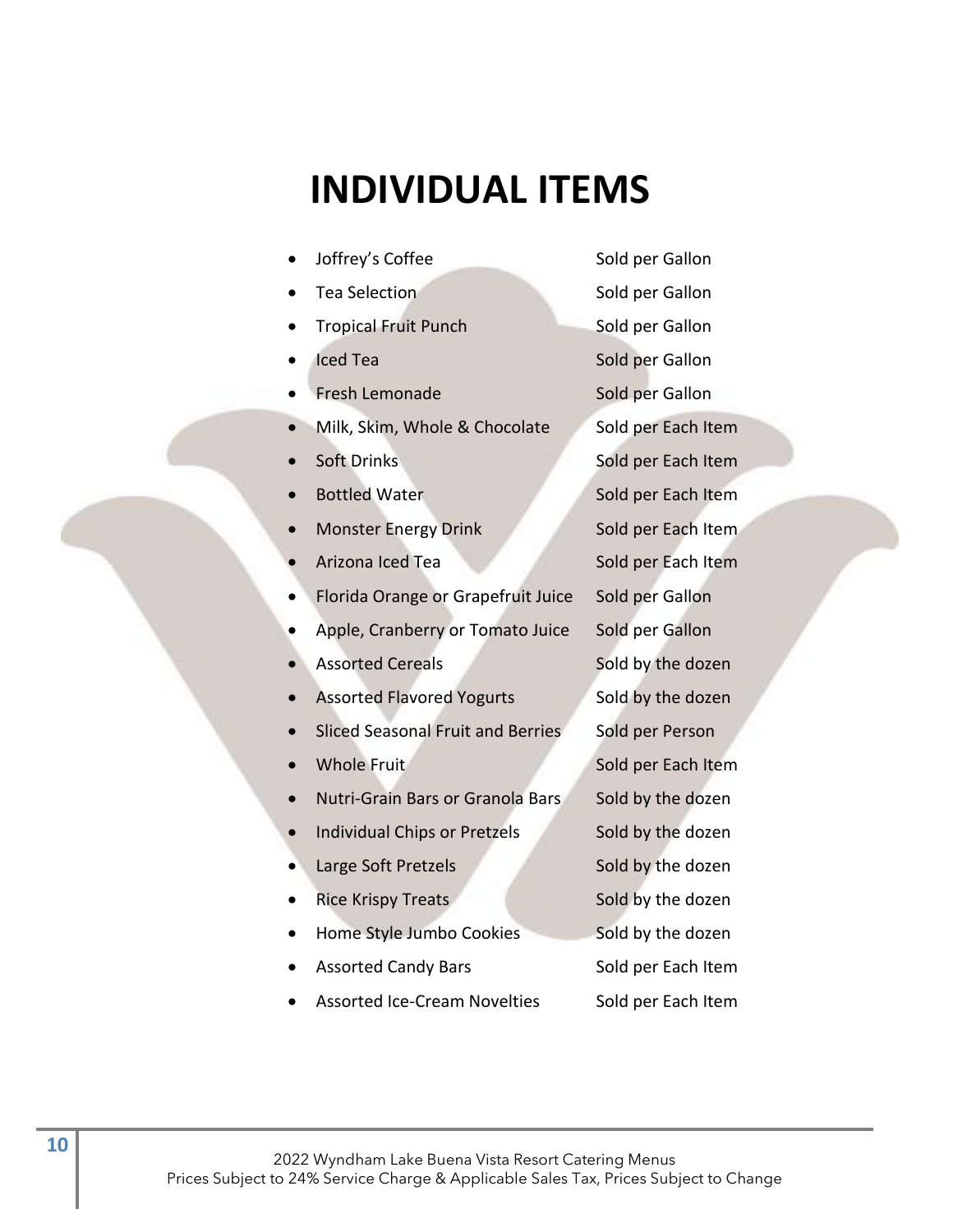# INDIVIDUAL ITEMS

- Joffrey's Coffee — Sold per Gallon
- Tea Selection — Sold per Gallon
- Tropical Fruit Punch — Sold per Gallon
- Iced Tea — Sold per Gallon
- Fresh Lemonade — Sold per Gallon
- Milk, Skim, Whole & Chocolate — Sold per Each Item
- Soft Drinks — Sold per Each Item
- Bottled Water — Sold per Each Item
- Monster Energy Drink — Sold per Each Item
- Arizona Iced Tea — Sold per Each Item
- Florida Orange or Grapefruit Juice — Sold per Gallon
- Apple, Cranberry or Tomato Juice — Sold per Gallon
- Assorted Cereals — Sold by the dozen
- Assorted Flavored Yogurts — Sold by the dozen
- Sliced Seasonal Fruit and Berries — Sold per Person
- Whole Fruit — Sold per Each Item
- Nutri-Grain Bars or Granola Bars — Sold by the dozen
- Individual Chips or Pretzels — Sold by the dozen
- Large Soft Pretzels — Sold by the dozen
- Rice Krispy Treats — Sold by the dozen
- Home Style Jumbo Cookies — Sold by the dozen
- Assorted Candy Bars — Sold per Each Item
- Assorted Ice-Cream Novelties — Sold per Each Item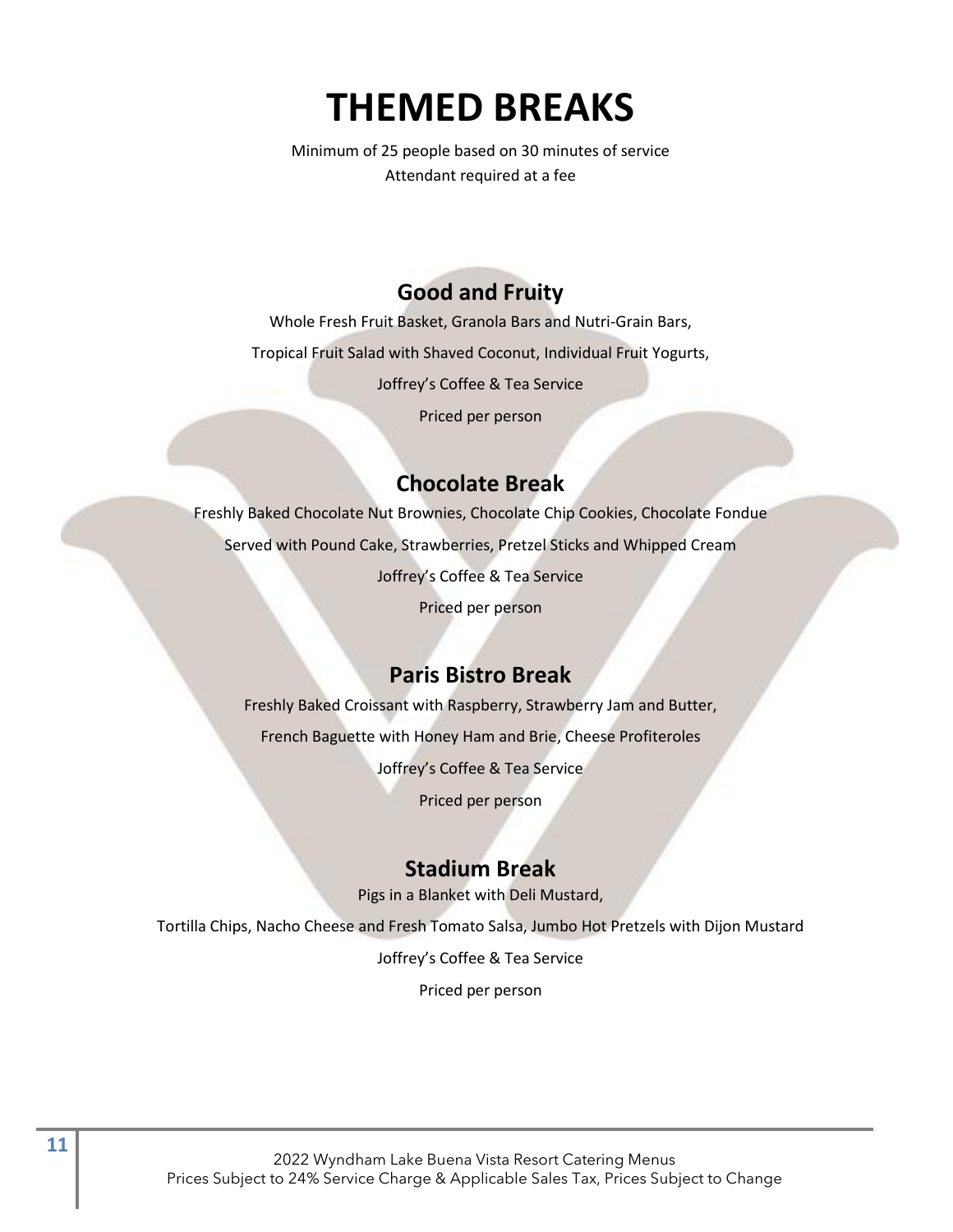# THEMED BREAKS

Minimum of 25 people based on 30 minutes of service
Attendant required at a fee

## Good and Fruity

Whole Fresh Fruit Basket, Granola Bars and Nutri-Grain Bars,

Tropical Fruit Salad with Shaved Coconut, Individual Fruit Yogurts,

Joffrey's Coffee & Tea Service

Priced per person

## Chocolate Break

Freshly Baked Chocolate Nut Brownies, Chocolate Chip Cookies, Chocolate Fondue

Served with Pound Cake, Strawberries, Pretzel Sticks and Whipped Cream

Joffrey's Coffee & Tea Service

Priced per person

## Paris Bistro Break

Freshly Baked Croissant with Raspberry, Strawberry Jam and Butter,

French Baguette with Honey Ham and Brie, Cheese Profiteroles

Joffrey's Coffee & Tea Service

Priced per person

## Stadium Break

Pigs in a Blanket with Deli Mustard,

Tortilla Chips, Nacho Cheese and Fresh Tomato Salsa, Jumbo Hot Pretzels with Dijon Mustard

Joffrey's Coffee & Tea Service

Priced per person

2022 Wyndham Lake Buena Vista Resort Catering Menus
Prices Subject to 24% Service Charge & Applicable Sales Tax, Prices Subject to Change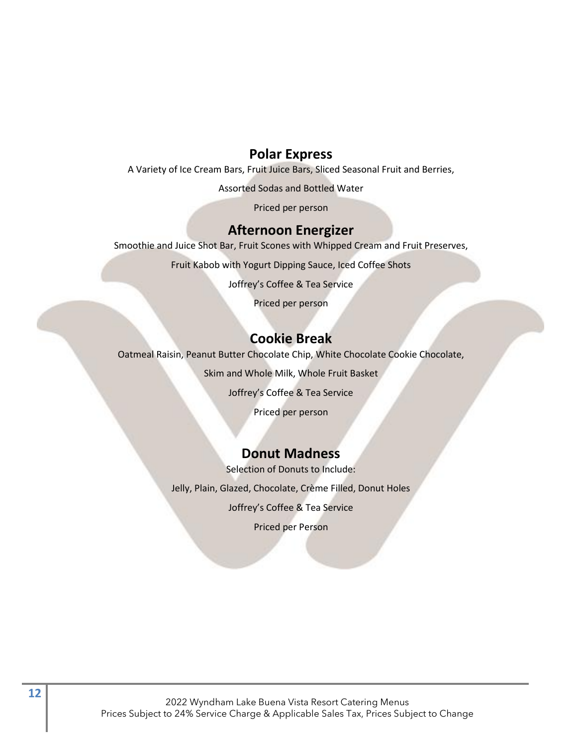## Polar Express

A Variety of Ice Cream Bars, Fruit Juice Bars, Sliced Seasonal Fruit and Berries,

Assorted Sodas and Bottled Water

Priced per person

## Afternoon Energizer

Smoothie and Juice Shot Bar, Fruit Scones with Whipped Cream and Fruit Preserves,

Fruit Kabob with Yogurt Dipping Sauce, Iced Coffee Shots

Joffrey's Coffee & Tea Service

Priced per person

## Cookie Break

Oatmeal Raisin, Peanut Butter Chocolate Chip, White Chocolate Cookie Chocolate,

Skim and Whole Milk, Whole Fruit Basket

Joffrey's Coffee & Tea Service

Priced per person

## Donut Madness

Selection of Donuts to Include:

Jelly, Plain, Glazed, Chocolate, Crème Filled, Donut Holes

Joffrey's Coffee & Tea Service

Priced per Person

2022 Wyndham Lake Buena Vista Resort Catering Menus
Prices Subject to 24% Service Charge & Applicable Sales Tax, Prices Subject to Change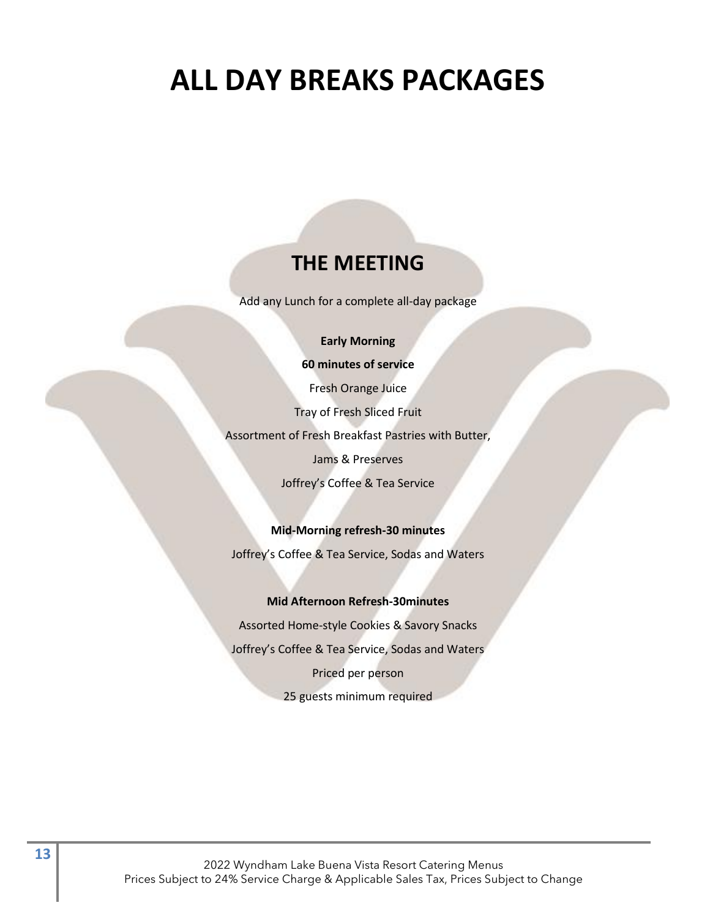# ALL DAY BREAKS PACKAGES

## THE MEETING

Add any Lunch for a complete all-day package

**Early Morning**

**60 minutes of service**

Fresh Orange Juice

Tray of Fresh Sliced Fruit

Assortment of Fresh Breakfast Pastries with Butter,

Jams & Preserves

Joffrey's Coffee & Tea Service

**Mid-Morning refresh-30 minutes**

Joffrey's Coffee & Tea Service, Sodas and Waters

**Mid Afternoon Refresh-30minutes**

Assorted Home-style Cookies & Savory Snacks

Joffrey's Coffee & Tea Service, Sodas and Waters

Priced per person

25 guests minimum required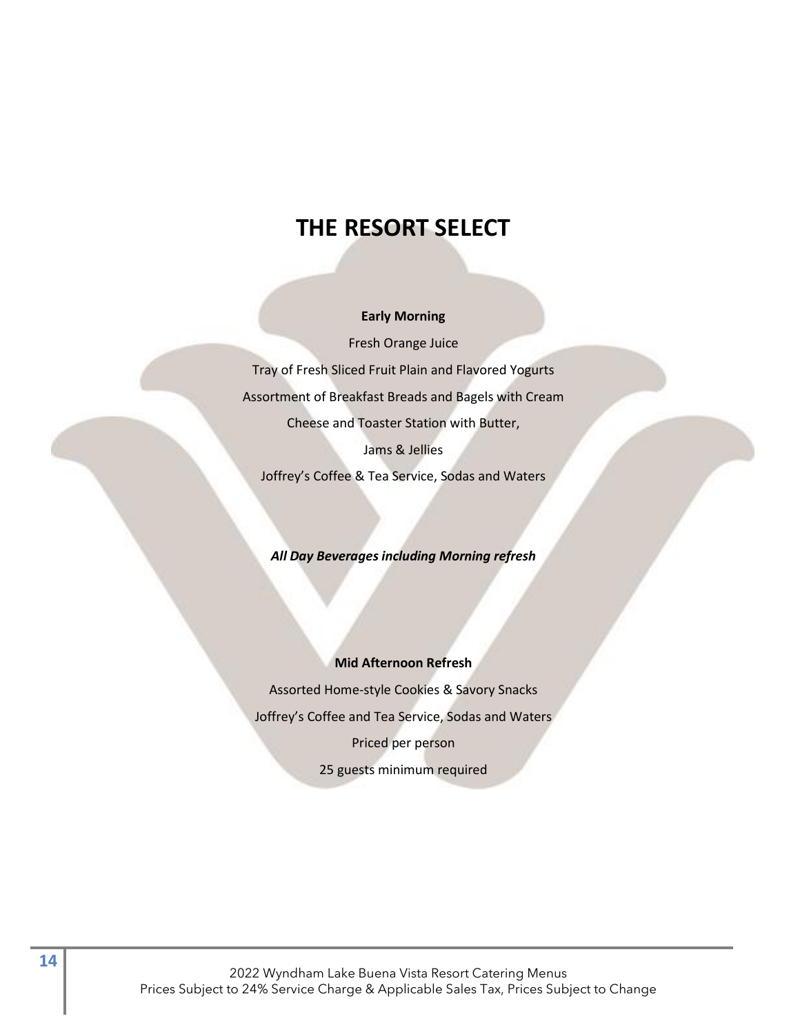# THE RESORT SELECT

**Early Morning**

Fresh Orange Juice

Tray of Fresh Sliced Fruit Plain and Flavored Yogurts

Assortment of Breakfast Breads and Bagels with Cream

Cheese and Toaster Station with Butter,

Jams & Jellies

Joffrey's Coffee & Tea Service, Sodas and Waters

***All Day Beverages including Morning refresh***

**Mid Afternoon Refresh**

Assorted Home-style Cookies & Savory Snacks

Joffrey's Coffee and Tea Service, Sodas and Waters

Priced per person

25 guests minimum required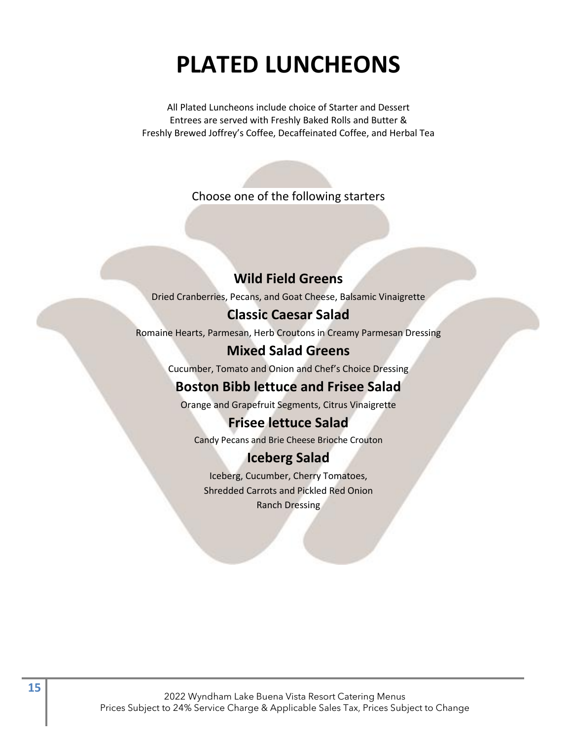# PLATED LUNCHEONS

All Plated Luncheons include choice of Starter and Dessert
Entrees are served with Freshly Baked Rolls and Butter &
Freshly Brewed Joffrey's Coffee, Decaffeinated Coffee, and Herbal Tea

Choose one of the following starters

## Wild Field Greens

Dried Cranberries, Pecans, and Goat Cheese, Balsamic Vinaigrette

## Classic Caesar Salad

Romaine Hearts, Parmesan, Herb Croutons in Creamy Parmesan Dressing

## Mixed Salad Greens

Cucumber, Tomato and Onion and Chef's Choice Dressing

## Boston Bibb lettuce and Frisee Salad

Orange and Grapefruit Segments, Citrus Vinaigrette

## Frisee lettuce Salad

Candy Pecans and Brie Cheese Brioche Crouton

## Iceberg Salad

Iceberg, Cucumber, Cherry Tomatoes,
Shredded Carrots and Pickled Red Onion
Ranch Dressing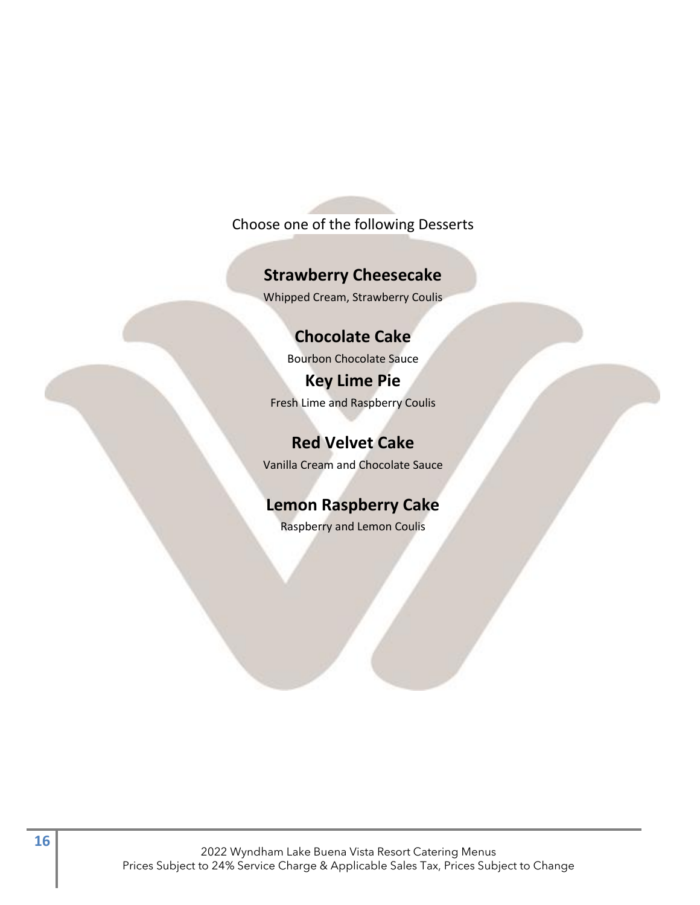Choose one of the following Desserts

### Strawberry Cheesecake

Whipped Cream, Strawberry Coulis

### Chocolate Cake

Bourbon Chocolate Sauce

### Key Lime Pie

Fresh Lime and Raspberry Coulis

### Red Velvet Cake

Vanilla Cream and Chocolate Sauce

### Lemon Raspberry Cake

Raspberry and Lemon Coulis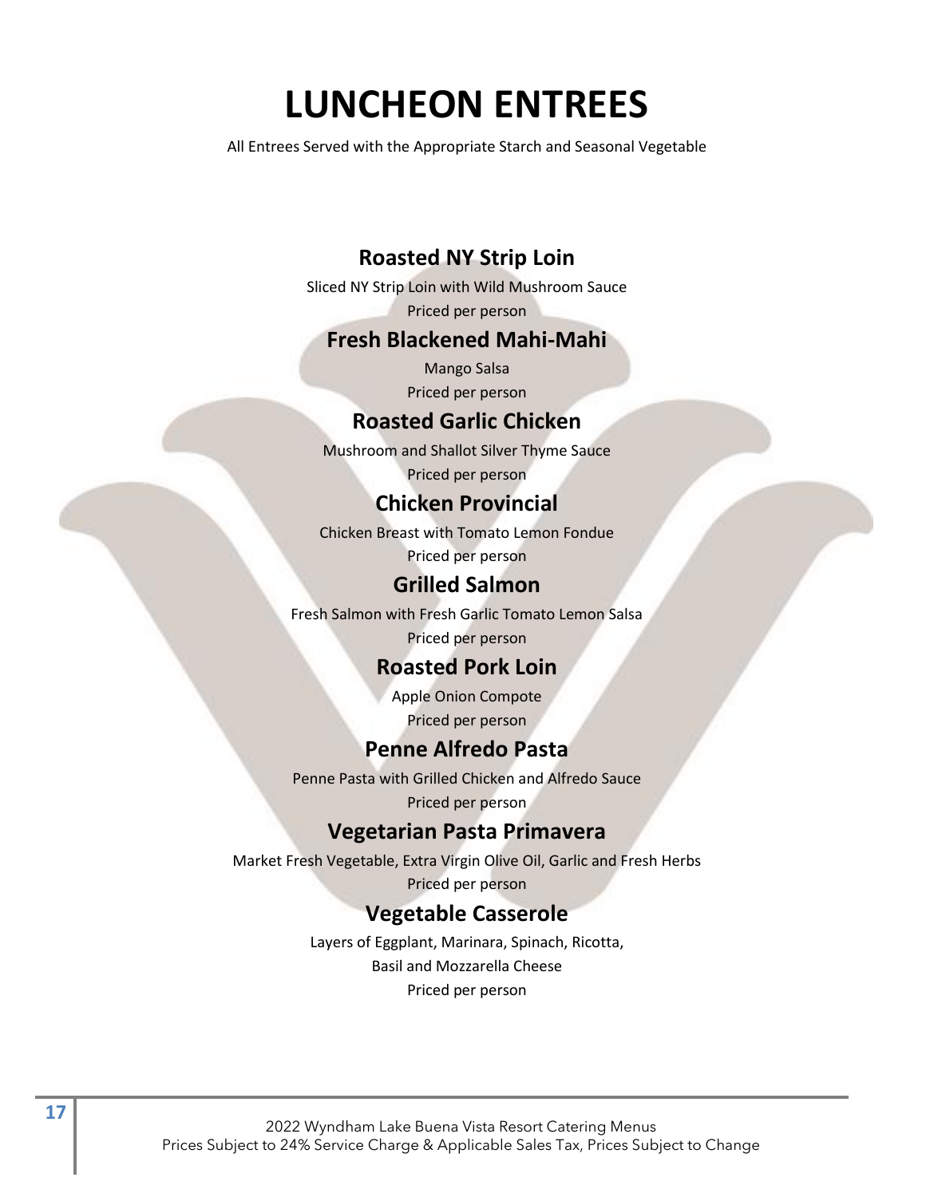# LUNCHEON ENTREES

All Entrees Served with the Appropriate Starch and Seasonal Vegetable

## Roasted NY Strip Loin

Sliced NY Strip Loin with Wild Mushroom Sauce

Priced per person

## Fresh Blackened Mahi-Mahi

Mango Salsa

Priced per person

## Roasted Garlic Chicken

Mushroom and Shallot Silver Thyme Sauce

Priced per person

## Chicken Provincial

Chicken Breast with Tomato Lemon Fondue

Priced per person

## Grilled Salmon

Fresh Salmon with Fresh Garlic Tomato Lemon Salsa

Priced per person

## Roasted Pork Loin

Apple Onion Compote

Priced per person

## Penne Alfredo Pasta

Penne Pasta with Grilled Chicken and Alfredo Sauce

Priced per person

## Vegetarian Pasta Primavera

Market Fresh Vegetable, Extra Virgin Olive Oil, Garlic and Fresh Herbs

Priced per person

## Vegetable Casserole

Layers of Eggplant, Marinara, Spinach, Ricotta,
Basil and Mozzarella Cheese

Priced per person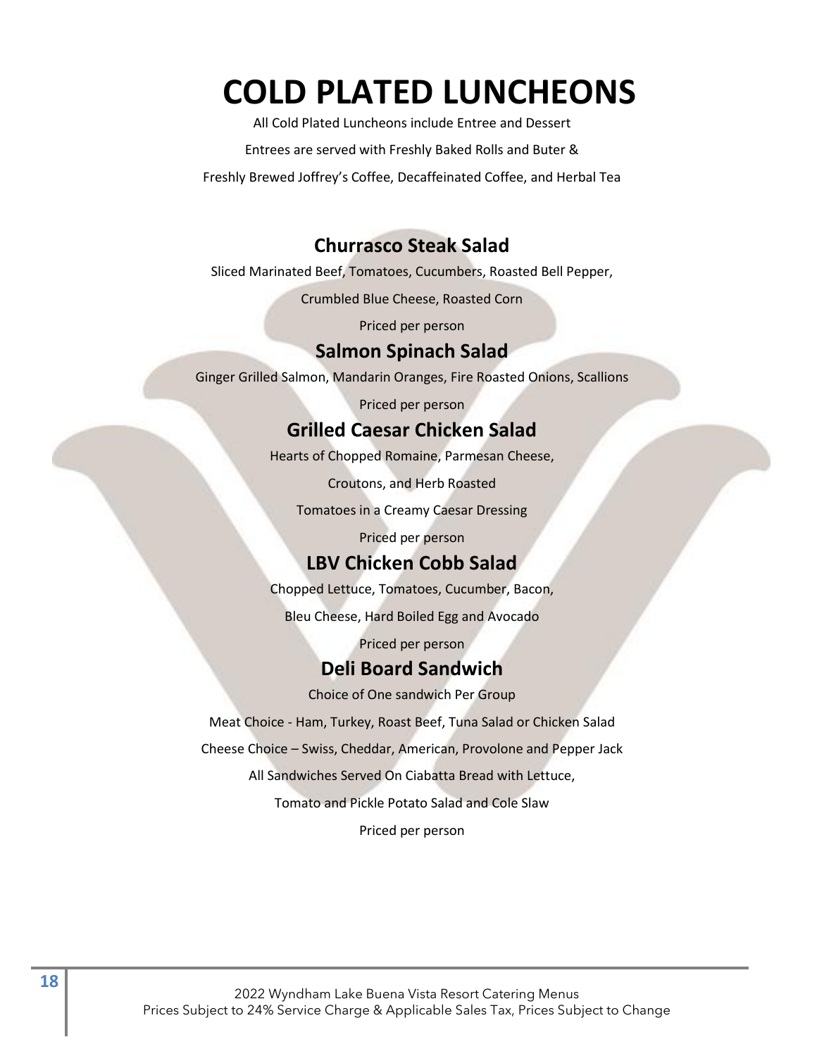# COLD PLATED LUNCHEONS

All Cold Plated Luncheons include Entree and Dessert

Entrees are served with Freshly Baked Rolls and Buter &

Freshly Brewed Joffrey's Coffee, Decaffeinated Coffee, and Herbal Tea

## Churrasco Steak Salad

Sliced Marinated Beef, Tomatoes, Cucumbers, Roasted Bell Pepper,

Crumbled Blue Cheese, Roasted Corn

Priced per person

## Salmon Spinach Salad

Ginger Grilled Salmon, Mandarin Oranges, Fire Roasted Onions, Scallions

Priced per person

## Grilled Caesar Chicken Salad

Hearts of Chopped Romaine, Parmesan Cheese,

Croutons, and Herb Roasted

Tomatoes in a Creamy Caesar Dressing

Priced per person

## LBV Chicken Cobb Salad

Chopped Lettuce, Tomatoes, Cucumber, Bacon,

Bleu Cheese, Hard Boiled Egg and Avocado

Priced per person

## Deli Board Sandwich

Choice of One sandwich Per Group

Meat Choice - Ham, Turkey, Roast Beef, Tuna Salad or Chicken Salad

Cheese Choice – Swiss, Cheddar, American, Provolone and Pepper Jack

All Sandwiches Served On Ciabatta Bread with Lettuce,

Tomato and Pickle Potato Salad and Cole Slaw

Priced per person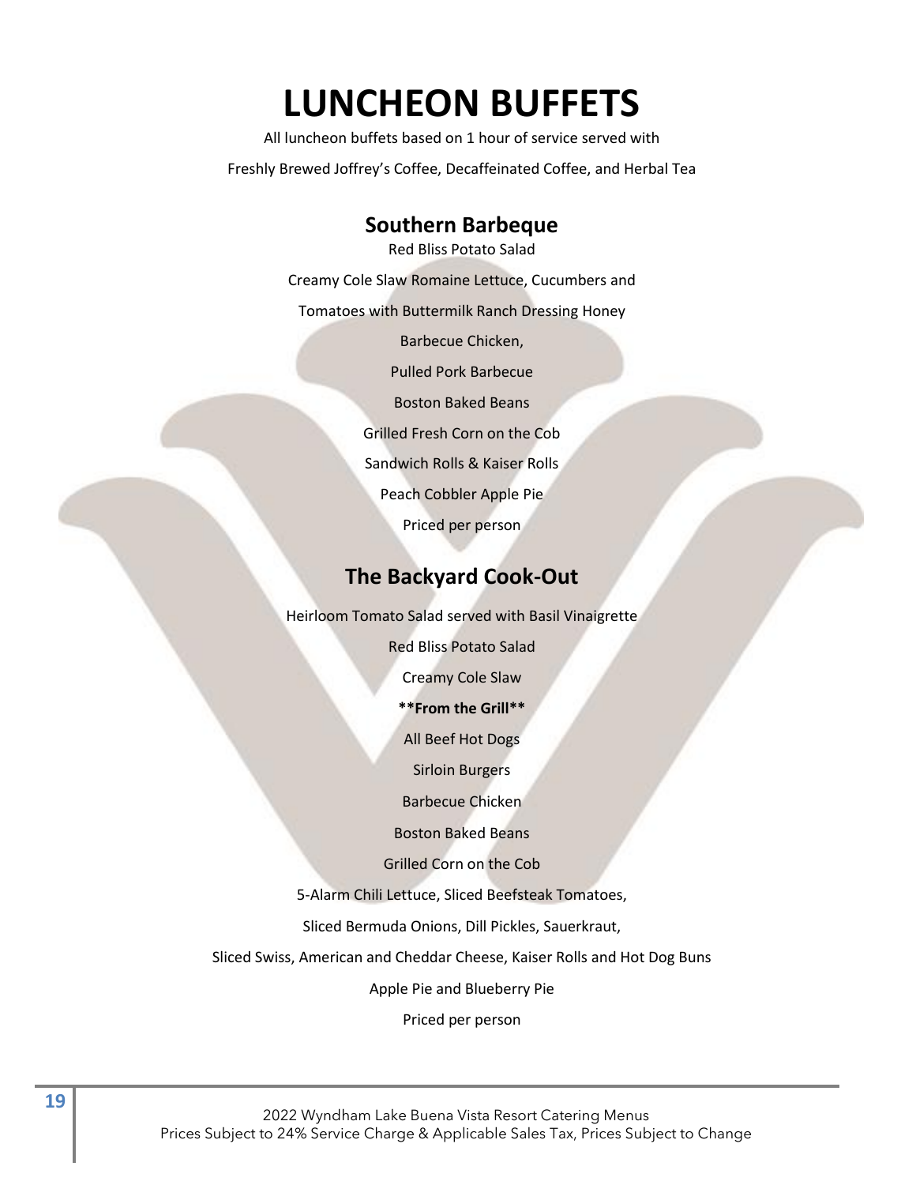# LUNCHEON BUFFETS

All luncheon buffets based on 1 hour of service served with

Freshly Brewed Joffrey's Coffee, Decaffeinated Coffee, and Herbal Tea

## Southern Barbeque

Red Bliss Potato Salad

Creamy Cole Slaw Romaine Lettuce, Cucumbers and

Tomatoes with Buttermilk Ranch Dressing Honey

Barbecue Chicken,

Pulled Pork Barbecue

Boston Baked Beans

Grilled Fresh Corn on the Cob

Sandwich Rolls & Kaiser Rolls

Peach Cobbler Apple Pie

Priced per person

## The Backyard Cook-Out

Heirloom Tomato Salad served with Basil Vinaigrette

Red Bliss Potato Salad

Creamy Cole Slaw

**\*\*From the Grill\*\***

All Beef Hot Dogs

Sirloin Burgers

Barbecue Chicken

Boston Baked Beans

Grilled Corn on the Cob

5-Alarm Chili Lettuce, Sliced Beefsteak Tomatoes,

Sliced Bermuda Onions, Dill Pickles, Sauerkraut,

Sliced Swiss, American and Cheddar Cheese, Kaiser Rolls and Hot Dog Buns

Apple Pie and Blueberry Pie

Priced per person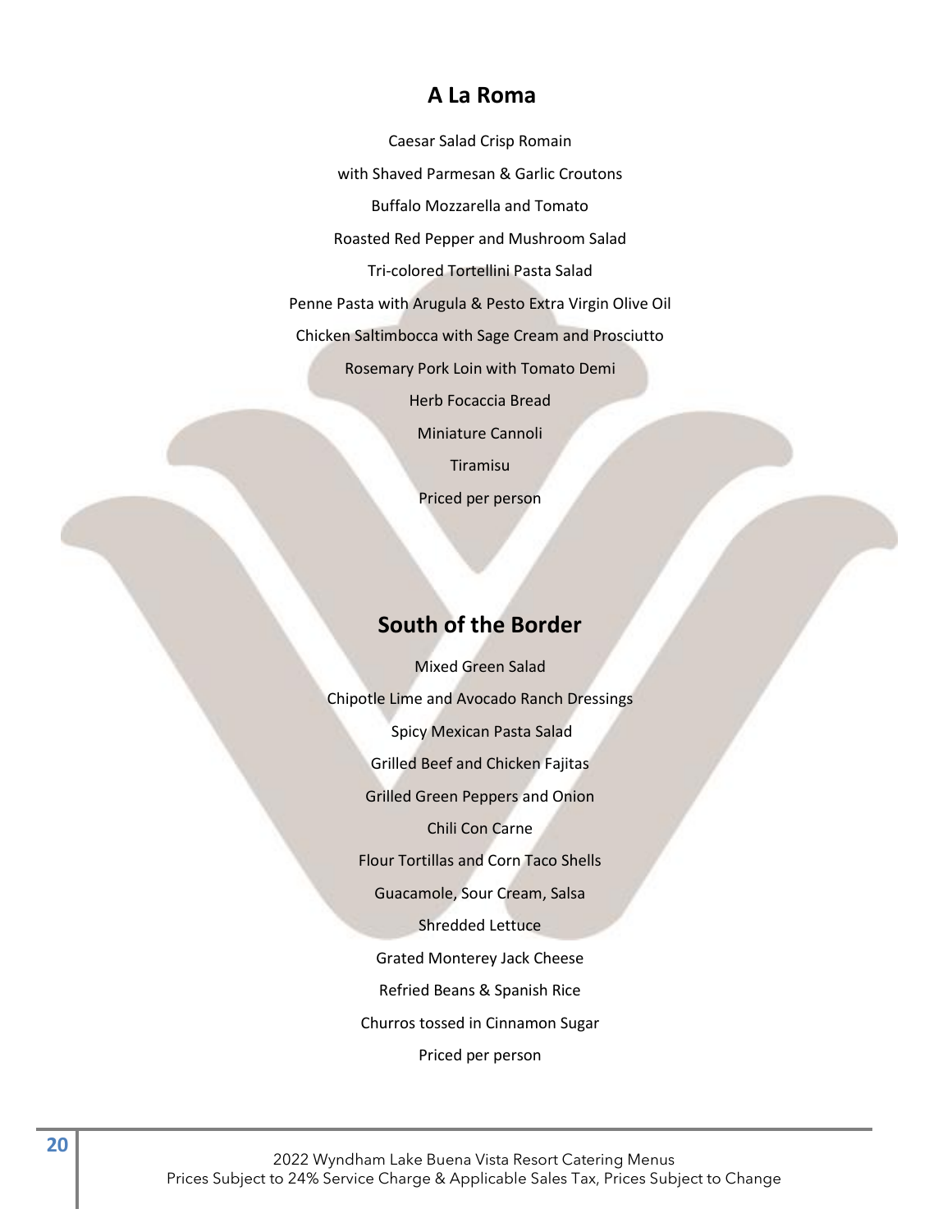## A La Roma

Caesar Salad Crisp Romain

with Shaved Parmesan & Garlic Croutons

Buffalo Mozzarella and Tomato

Roasted Red Pepper and Mushroom Salad

Tri-colored Tortellini Pasta Salad

Penne Pasta with Arugula & Pesto Extra Virgin Olive Oil

Chicken Saltimbocca with Sage Cream and Prosciutto

Rosemary Pork Loin with Tomato Demi

Herb Focaccia Bread

Miniature Cannoli

Tiramisu

Priced per person

## South of the Border

Mixed Green Salad

Chipotle Lime and Avocado Ranch Dressings

Spicy Mexican Pasta Salad

Grilled Beef and Chicken Fajitas

Grilled Green Peppers and Onion

Chili Con Carne

Flour Tortillas and Corn Taco Shells

Guacamole, Sour Cream, Salsa

Shredded Lettuce

Grated Monterey Jack Cheese

Refried Beans & Spanish Rice

Churros tossed in Cinnamon Sugar

Priced per person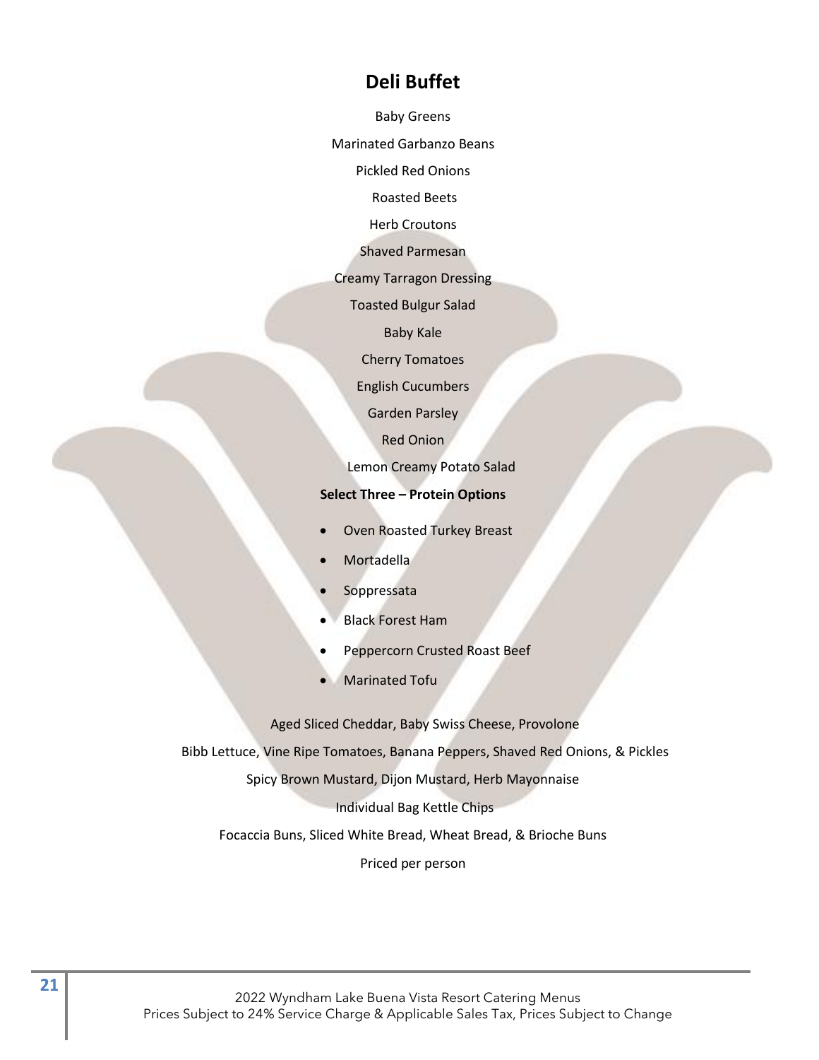# Deli Buffet

Baby Greens

Marinated Garbanzo Beans

Pickled Red Onions

Roasted Beets

Herb Croutons

Shaved Parmesan

Creamy Tarragon Dressing

Toasted Bulgur Salad

Baby Kale

Cherry Tomatoes

English Cucumbers

Garden Parsley

Red Onion

Lemon Creamy Potato Salad

**Select Three – Protein Options**

- Oven Roasted Turkey Breast
- Mortadella
- Soppressata
- Black Forest Ham
- Peppercorn Crusted Roast Beef
- Marinated Tofu

Aged Sliced Cheddar, Baby Swiss Cheese, Provolone

Bibb Lettuce, Vine Ripe Tomatoes, Banana Peppers, Shaved Red Onions, & Pickles

Spicy Brown Mustard, Dijon Mustard, Herb Mayonnaise

Individual Bag Kettle Chips

Focaccia Buns, Sliced White Bread, Wheat Bread, & Brioche Buns

Priced per person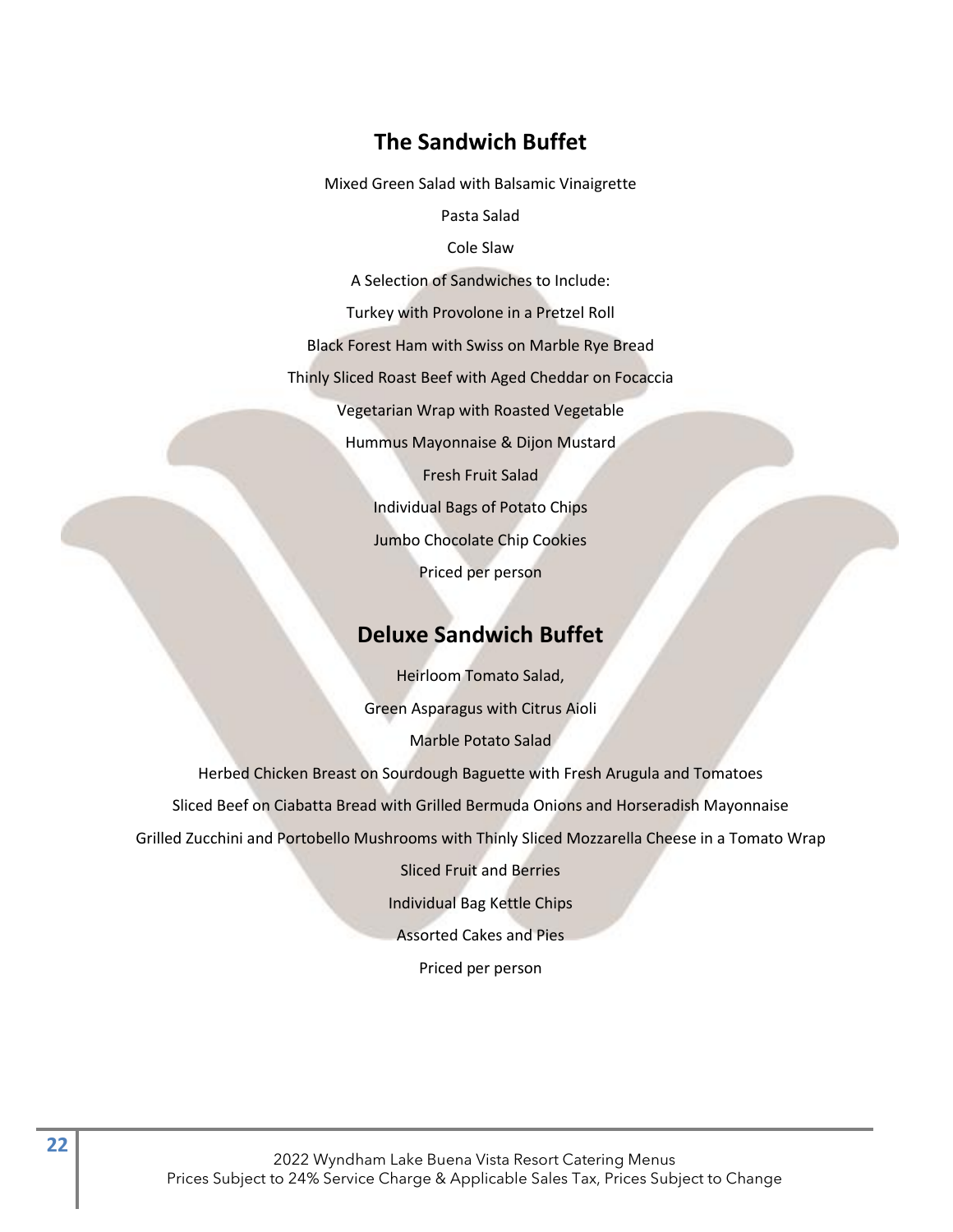## The Sandwich Buffet

Mixed Green Salad with Balsamic Vinaigrette

Pasta Salad

Cole Slaw

A Selection of Sandwiches to Include:

Turkey with Provolone in a Pretzel Roll

Black Forest Ham with Swiss on Marble Rye Bread

Thinly Sliced Roast Beef with Aged Cheddar on Focaccia

Vegetarian Wrap with Roasted Vegetable

Hummus Mayonnaise & Dijon Mustard

Fresh Fruit Salad

Individual Bags of Potato Chips

Jumbo Chocolate Chip Cookies

Priced per person

## Deluxe Sandwich Buffet

Heirloom Tomato Salad,

Green Asparagus with Citrus Aioli

Marble Potato Salad

Herbed Chicken Breast on Sourdough Baguette with Fresh Arugula and Tomatoes

Sliced Beef on Ciabatta Bread with Grilled Bermuda Onions and Horseradish Mayonnaise

Grilled Zucchini and Portobello Mushrooms with Thinly Sliced Mozzarella Cheese in a Tomato Wrap

Sliced Fruit and Berries

Individual Bag Kettle Chips

Assorted Cakes and Pies

Priced per person

2022 Wyndham Lake Buena Vista Resort Catering Menus
Prices Subject to 24% Service Charge & Applicable Sales Tax, Prices Subject to Change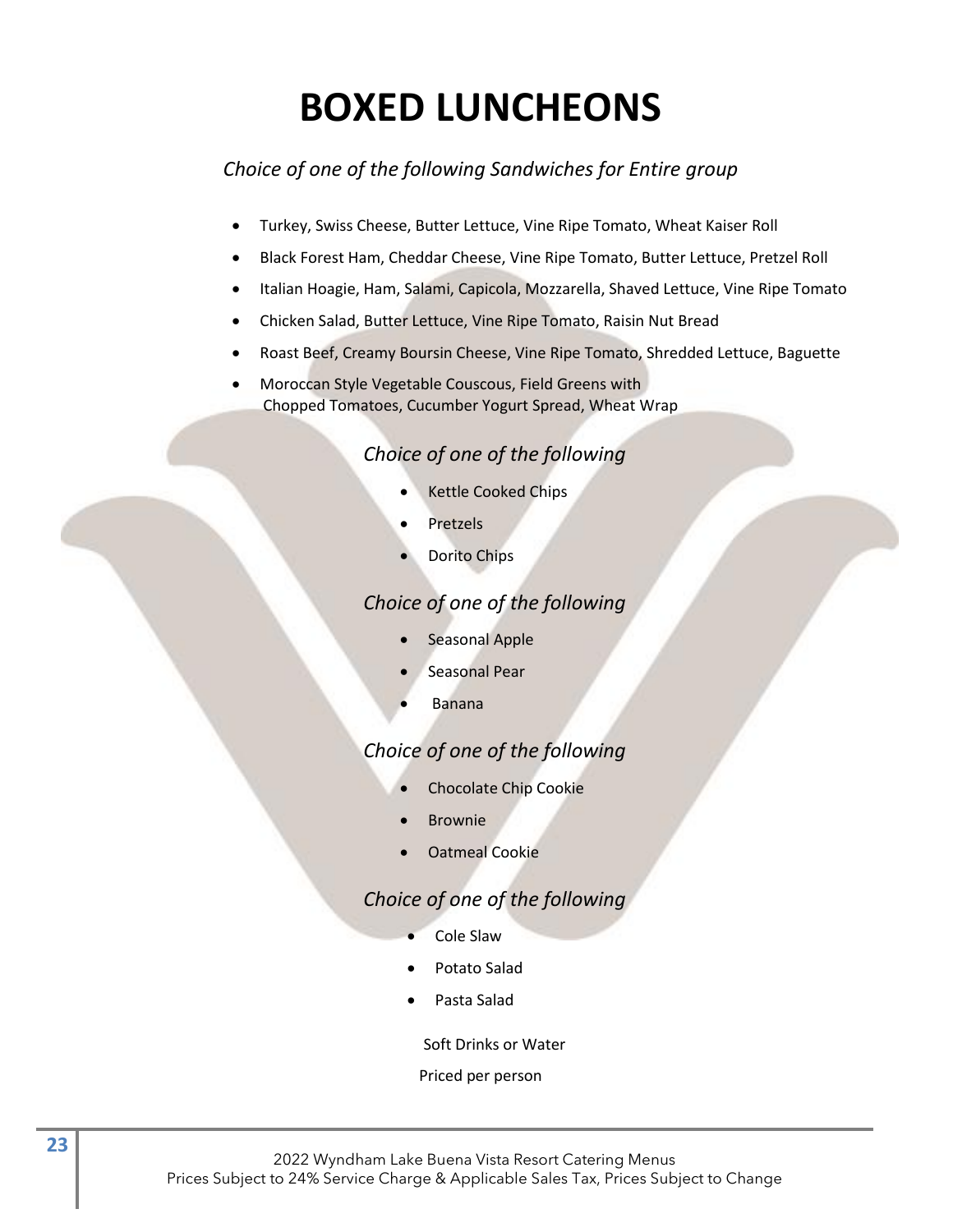# BOXED LUNCHEONS

*Choice of one of the following Sandwiches for Entire group*

- Turkey, Swiss Cheese, Butter Lettuce, Vine Ripe Tomato, Wheat Kaiser Roll
- Black Forest Ham, Cheddar Cheese, Vine Ripe Tomato, Butter Lettuce, Pretzel Roll
- Italian Hoagie, Ham, Salami, Capicola, Mozzarella, Shaved Lettuce, Vine Ripe Tomato
- Chicken Salad, Butter Lettuce, Vine Ripe Tomato, Raisin Nut Bread
- Roast Beef, Creamy Boursin Cheese, Vine Ripe Tomato, Shredded Lettuce, Baguette
- Moroccan Style Vegetable Couscous, Field Greens with Chopped Tomatoes, Cucumber Yogurt Spread, Wheat Wrap

*Choice of one of the following*

- Kettle Cooked Chips
- Pretzels
- Dorito Chips

*Choice of one of the following*

- Seasonal Apple
- Seasonal Pear
- Banana

*Choice of one of the following*

- Chocolate Chip Cookie
- Brownie
- Oatmeal Cookie

*Choice of one of the following*

- Cole Slaw
- Potato Salad
- Pasta Salad

Soft Drinks or Water

Priced per person

2022 Wyndham Lake Buena Vista Resort Catering Menus
Prices Subject to 24% Service Charge & Applicable Sales Tax, Prices Subject to Change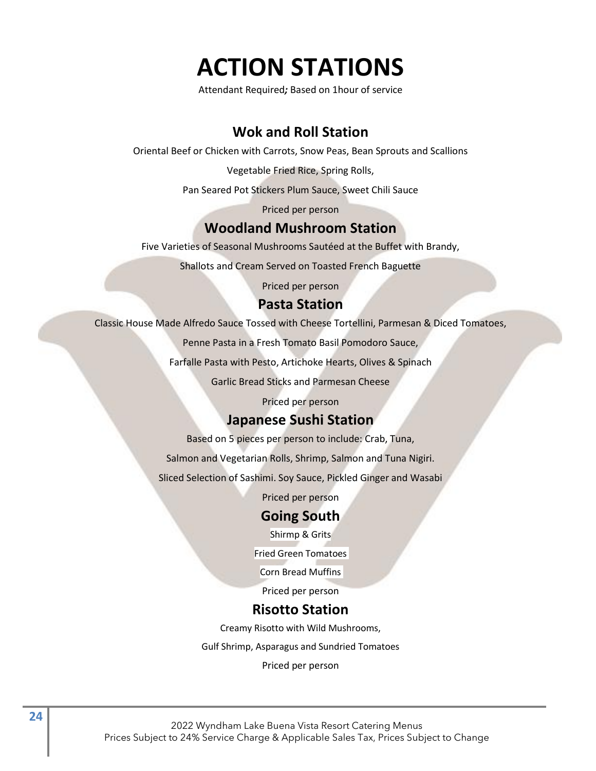# ACTION STATIONS

Attendant Required*;* Based on 1hour of service

## Wok and Roll Station

Oriental Beef or Chicken with Carrots, Snow Peas, Bean Sprouts and Scallions

Vegetable Fried Rice, Spring Rolls,

Pan Seared Pot Stickers Plum Sauce, Sweet Chili Sauce

Priced per person

## Woodland Mushroom Station

Five Varieties of Seasonal Mushrooms Sautéed at the Buffet with Brandy,

Shallots and Cream Served on Toasted French Baguette

Priced per person

## Pasta Station

Classic House Made Alfredo Sauce Tossed with Cheese Tortellini, Parmesan & Diced Tomatoes,

Penne Pasta in a Fresh Tomato Basil Pomodoro Sauce,

Farfalle Pasta with Pesto, Artichoke Hearts, Olives & Spinach

Garlic Bread Sticks and Parmesan Cheese

Priced per person

## Japanese Sushi Station

Based on 5 pieces per person to include: Crab, Tuna,

Salmon and Vegetarian Rolls, Shrimp, Salmon and Tuna Nigiri.

Sliced Selection of Sashimi. Soy Sauce, Pickled Ginger and Wasabi

Priced per person

## Going South

Shirmp & Grits

Fried Green Tomatoes

Corn Bread Muffins

Priced per person

## Risotto Station

Creamy Risotto with Wild Mushrooms,

Gulf Shrimp, Asparagus and Sundried Tomatoes

Priced per person

2022 Wyndham Lake Buena Vista Resort Catering Menus
Prices Subject to 24% Service Charge & Applicable Sales Tax, Prices Subject to Change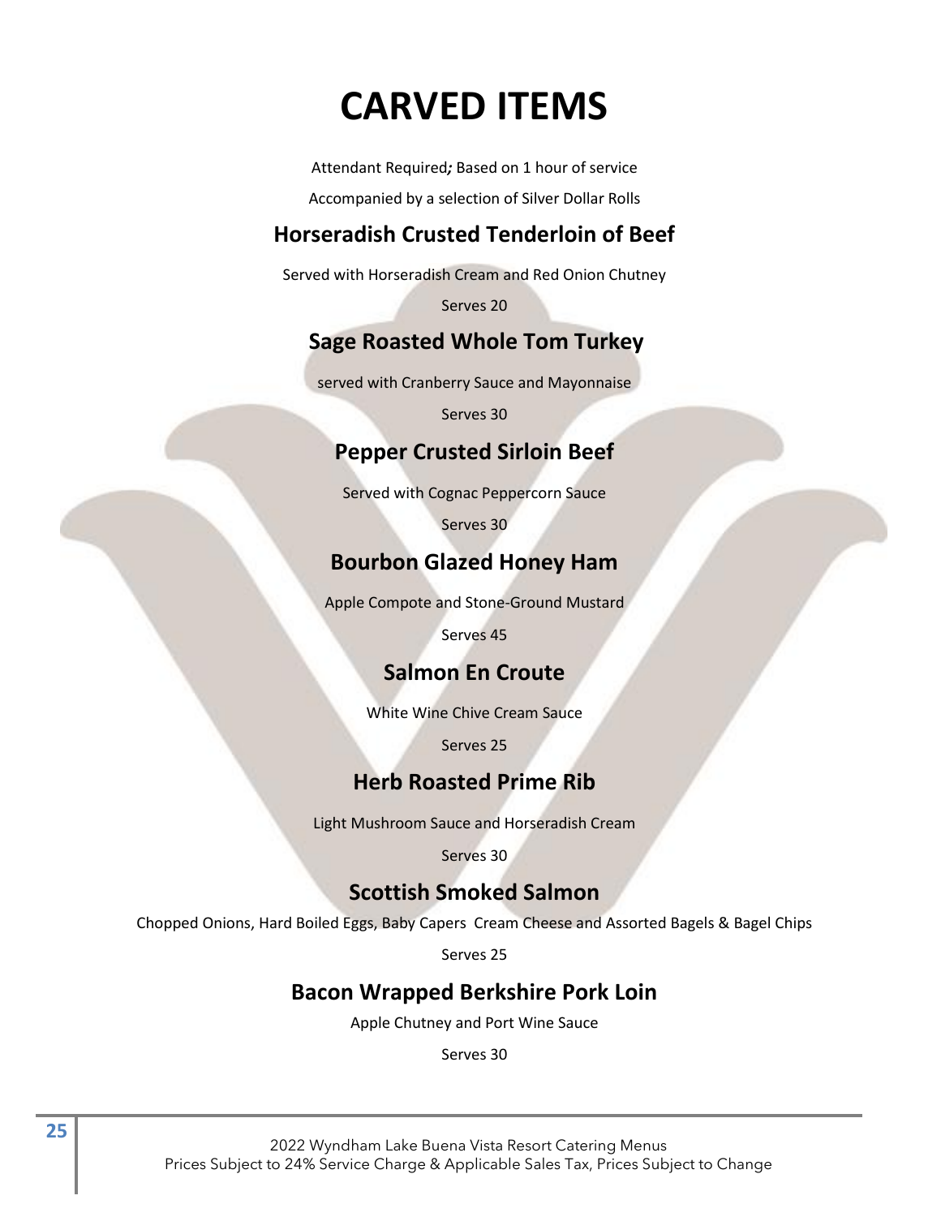# CARVED ITEMS

Attendant Required*;* Based on 1 hour of service

Accompanied by a selection of Silver Dollar Rolls

## Horseradish Crusted Tenderloin of Beef

Served with Horseradish Cream and Red Onion Chutney

Serves 20

## Sage Roasted Whole Tom Turkey

served with Cranberry Sauce and Mayonnaise

Serves 30

## Pepper Crusted Sirloin Beef

Served with Cognac Peppercorn Sauce

Serves 30

## Bourbon Glazed Honey Ham

Apple Compote and Stone-Ground Mustard

Serves 45

## Salmon En Croute

White Wine Chive Cream Sauce

Serves 25

## Herb Roasted Prime Rib

Light Mushroom Sauce and Horseradish Cream

Serves 30

## Scottish Smoked Salmon

Chopped Onions, Hard Boiled Eggs, Baby Capers Cream Cheese and Assorted Bagels & Bagel Chips

Serves 25

## Bacon Wrapped Berkshire Pork Loin

Apple Chutney and Port Wine Sauce

Serves 30

2022 Wyndham Lake Buena Vista Resort Catering Menus
Prices Subject to 24% Service Charge & Applicable Sales Tax, Prices Subject to Change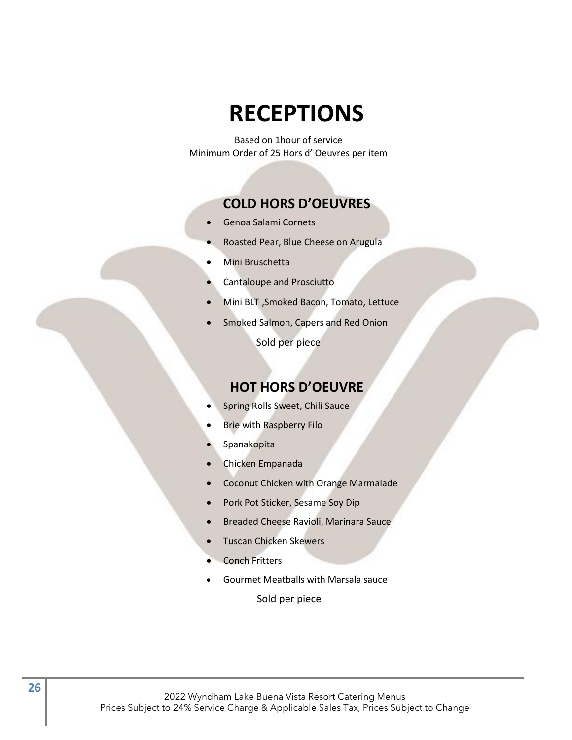# RECEPTIONS

Based on 1hour of service
Minimum Order of 25 Hors d' Oeuvres per item

## COLD HORS D'OEUVRES

- Genoa Salami Cornets
- Roasted Pear, Blue Cheese on Arugula
- Mini Bruschetta
- Cantaloupe and Prosciutto
- Mini BLT ,Smoked Bacon, Tomato, Lettuce
- Smoked Salmon, Capers and Red Onion

Sold per piece

## HOT HORS D'OEUVRE

- Spring Rolls Sweet, Chili Sauce
- Brie with Raspberry Filo
- Spanakopita
- Chicken Empanada
- Coconut Chicken with Orange Marmalade
- Pork Pot Sticker, Sesame Soy Dip
- Breaded Cheese Ravioli, Marinara Sauce
- Tuscan Chicken Skewers
- Conch Fritters
- Gourmet Meatballs with Marsala sauce

Sold per piece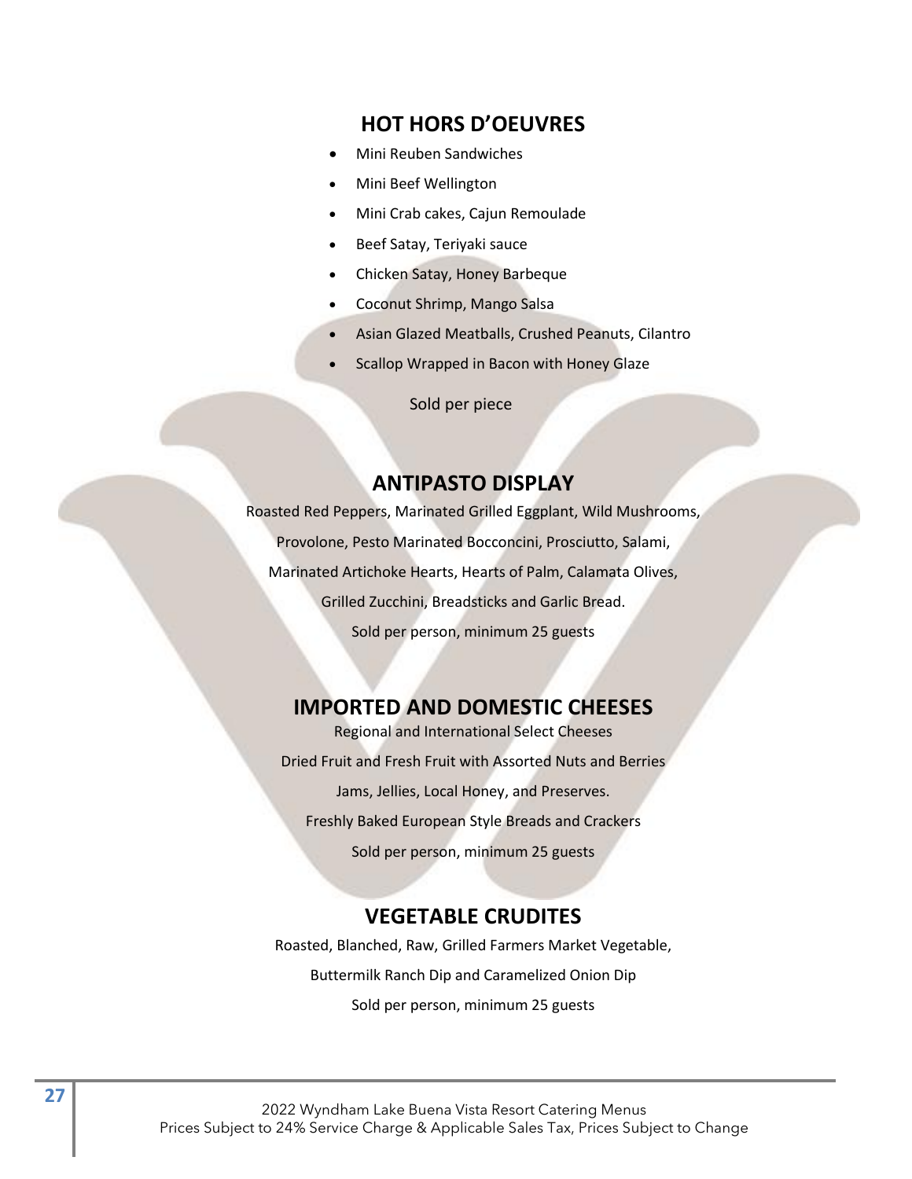## HOT HORS D'OEUVRES

- Mini Reuben Sandwiches
- Mini Beef Wellington
- Mini Crab cakes, Cajun Remoulade
- Beef Satay, Teriyaki sauce
- Chicken Satay, Honey Barbeque
- Coconut Shrimp, Mango Salsa
- Asian Glazed Meatballs, Crushed Peanuts, Cilantro
- Scallop Wrapped in Bacon with Honey Glaze

Sold per piece

## ANTIPASTO DISPLAY

Roasted Red Peppers, Marinated Grilled Eggplant, Wild Mushrooms,

Provolone, Pesto Marinated Bocconcini, Prosciutto, Salami,

Marinated Artichoke Hearts, Hearts of Palm, Calamata Olives,

Grilled Zucchini, Breadsticks and Garlic Bread.

Sold per person, minimum 25 guests

## IMPORTED AND DOMESTIC CHEESES

Regional and International Select Cheeses

Dried Fruit and Fresh Fruit with Assorted Nuts and Berries

Jams, Jellies, Local Honey, and Preserves.

Freshly Baked European Style Breads and Crackers

Sold per person, minimum 25 guests

## VEGETABLE CRUDITES

Roasted, Blanched, Raw, Grilled Farmers Market Vegetable,

Buttermilk Ranch Dip and Caramelized Onion Dip

Sold per person, minimum 25 guests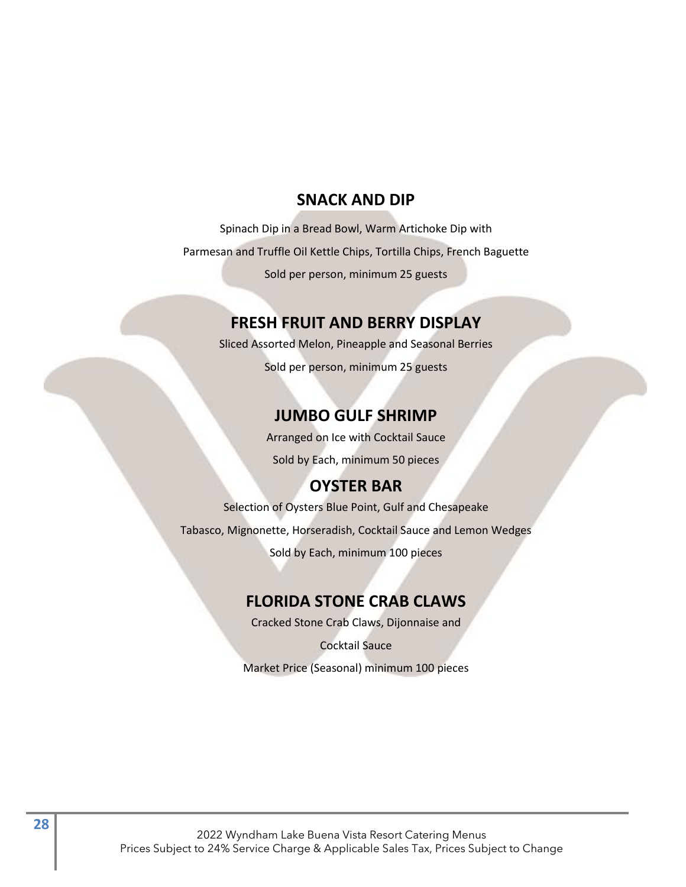## SNACK AND DIP

Spinach Dip in a Bread Bowl, Warm Artichoke Dip with

Parmesan and Truffle Oil Kettle Chips, Tortilla Chips, French Baguette

Sold per person, minimum 25 guests

## FRESH FRUIT AND BERRY DISPLAY

Sliced Assorted Melon, Pineapple and Seasonal Berries

Sold per person, minimum 25 guests

## JUMBO GULF SHRIMP

Arranged on Ice with Cocktail Sauce

Sold by Each, minimum 50 pieces

## OYSTER BAR

Selection of Oysters Blue Point, Gulf and Chesapeake

Tabasco, Mignonette, Horseradish, Cocktail Sauce and Lemon Wedges

Sold by Each, minimum 100 pieces

## FLORIDA STONE CRAB CLAWS

Cracked Stone Crab Claws, Dijonnaise and

Cocktail Sauce

Market Price (Seasonal) minimum 100 pieces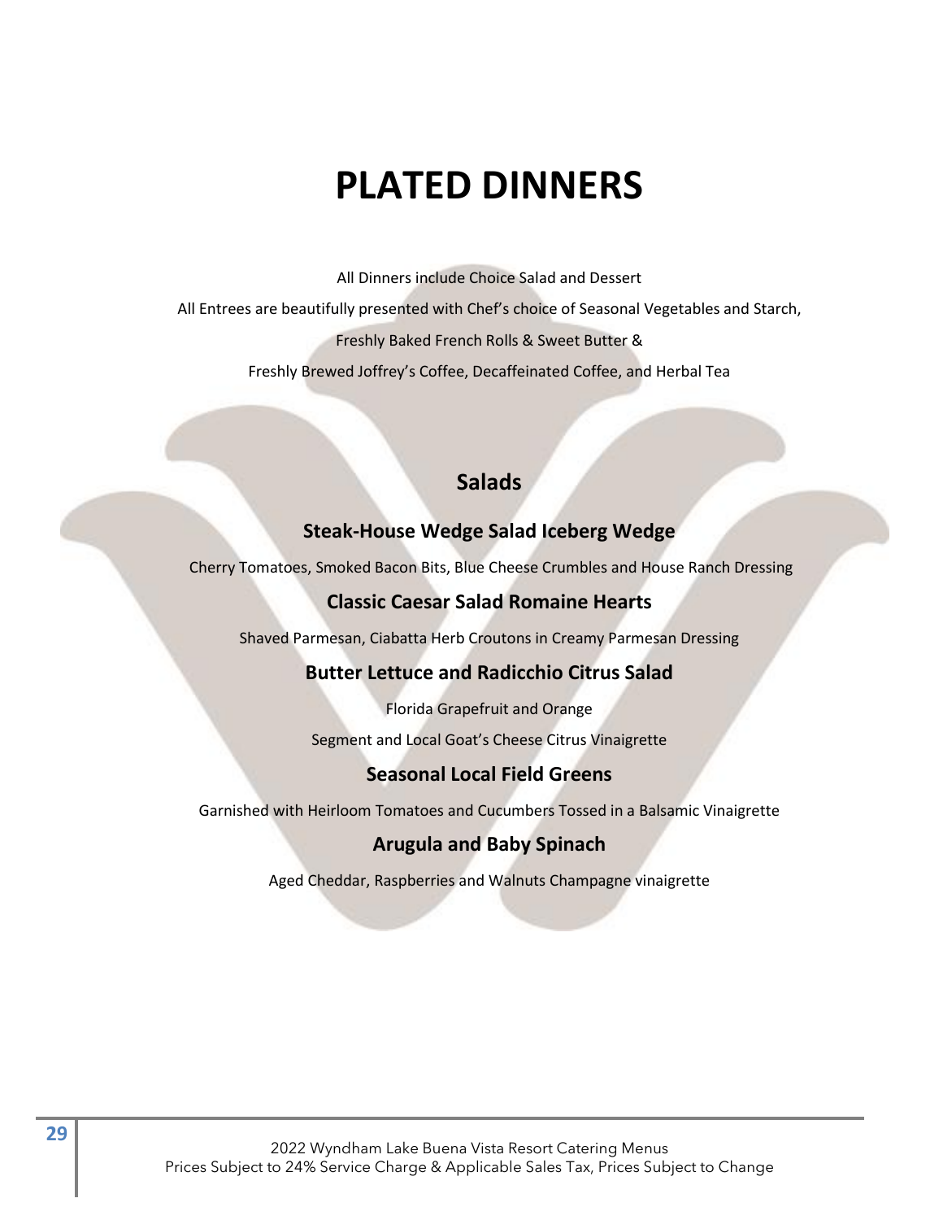# PLATED DINNERS

All Dinners include Choice Salad and Dessert

All Entrees are beautifully presented with Chef's choice of Seasonal Vegetables and Starch,

Freshly Baked French Rolls & Sweet Butter &

Freshly Brewed Joffrey's Coffee, Decaffeinated Coffee, and Herbal Tea

## Salads

### Steak-House Wedge Salad Iceberg Wedge

Cherry Tomatoes, Smoked Bacon Bits, Blue Cheese Crumbles and House Ranch Dressing

### Classic Caesar Salad Romaine Hearts

Shaved Parmesan, Ciabatta Herb Croutons in Creamy Parmesan Dressing

### Butter Lettuce and Radicchio Citrus Salad

Florida Grapefruit and Orange

Segment and Local Goat's Cheese Citrus Vinaigrette

### Seasonal Local Field Greens

Garnished with Heirloom Tomatoes and Cucumbers Tossed in a Balsamic Vinaigrette

### Arugula and Baby Spinach

Aged Cheddar, Raspberries and Walnuts Champagne vinaigrette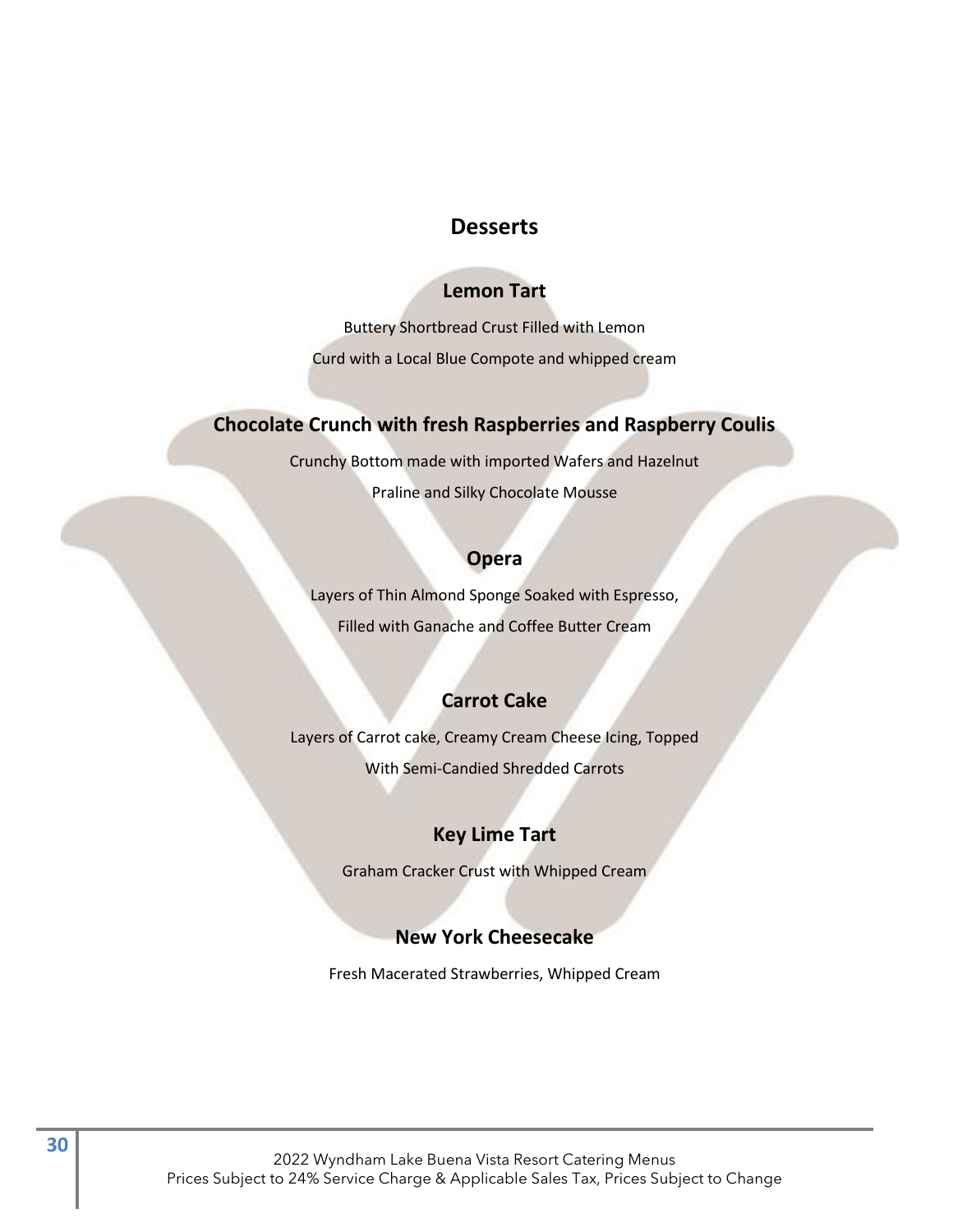# Desserts

## Lemon Tart

Buttery Shortbread Crust Filled with Lemon
Curd with a Local Blue Compote and whipped cream

## Chocolate Crunch with fresh Raspberries and Raspberry Coulis

Crunchy Bottom made with imported Wafers and Hazelnut
Praline and Silky Chocolate Mousse

## Opera

Layers of Thin Almond Sponge Soaked with Espresso,
Filled with Ganache and Coffee Butter Cream

## Carrot Cake

Layers of Carrot cake, Creamy Cream Cheese Icing, Topped
With Semi-Candied Shredded Carrots

## Key Lime Tart

Graham Cracker Crust with Whipped Cream

## New York Cheesecake

Fresh Macerated Strawberries, Whipped Cream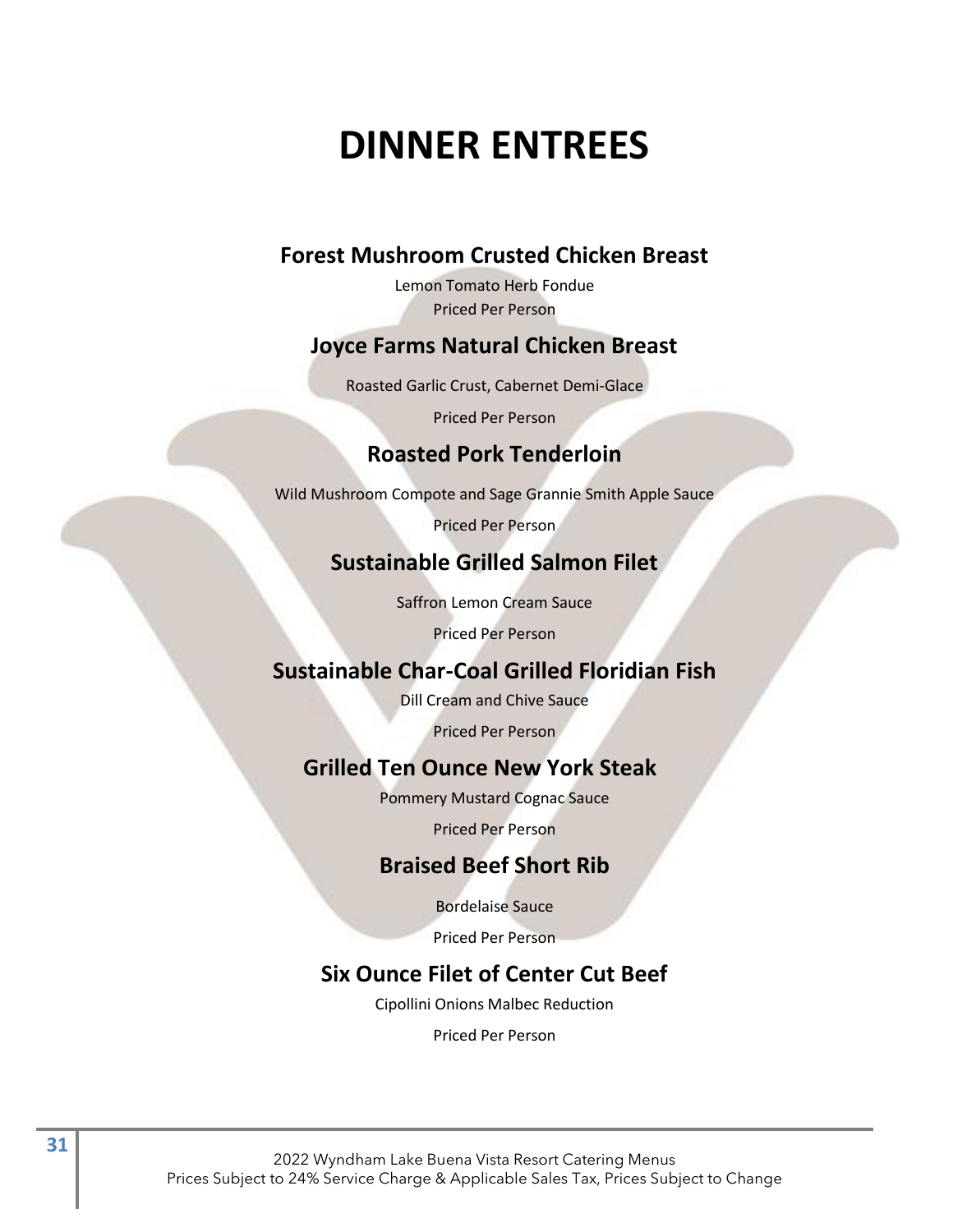# DINNER ENTREES

## Forest Mushroom Crusted Chicken Breast

Lemon Tomato Herb Fondue

Priced Per Person

## Joyce Farms Natural Chicken Breast

Roasted Garlic Crust, Cabernet Demi-Glace

Priced Per Person

## Roasted Pork Tenderloin

Wild Mushroom Compote and Sage Grannie Smith Apple Sauce

Priced Per Person

## Sustainable Grilled Salmon Filet

Saffron Lemon Cream Sauce

Priced Per Person

## Sustainable Char-Coal Grilled Floridian Fish

Dill Cream and Chive Sauce

Priced Per Person

## Grilled Ten Ounce New York Steak

Pommery Mustard Cognac Sauce

Priced Per Person

## Braised Beef Short Rib

Bordelaise Sauce

Priced Per Person

## Six Ounce Filet of Center Cut Beef

Cipollini Onions Malbec Reduction

Priced Per Person

2022 Wyndham Lake Buena Vista Resort Catering Menus
Prices Subject to 24% Service Charge & Applicable Sales Tax, Prices Subject to Change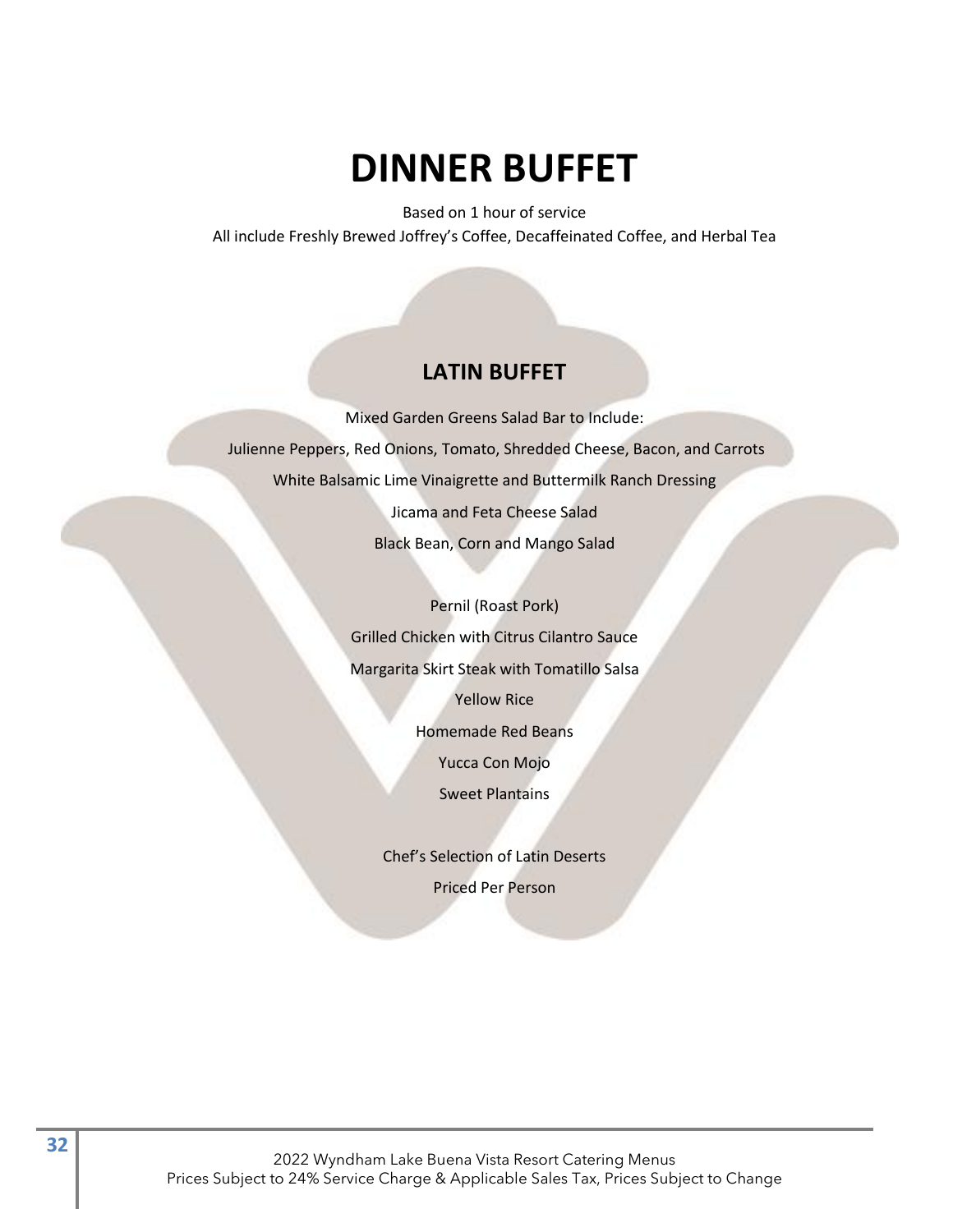# DINNER BUFFET

Based on 1 hour of service

All include Freshly Brewed Joffrey's Coffee, Decaffeinated Coffee, and Herbal Tea

## LATIN BUFFET

Mixed Garden Greens Salad Bar to Include:

Julienne Peppers, Red Onions, Tomato, Shredded Cheese, Bacon, and Carrots

White Balsamic Lime Vinaigrette and Buttermilk Ranch Dressing

Jicama and Feta Cheese Salad

Black Bean, Corn and Mango Salad

Pernil (Roast Pork)

Grilled Chicken with Citrus Cilantro Sauce

Margarita Skirt Steak with Tomatillo Salsa

Yellow Rice

Homemade Red Beans

Yucca Con Mojo

Sweet Plantains

Chef's Selection of Latin Deserts

Priced Per Person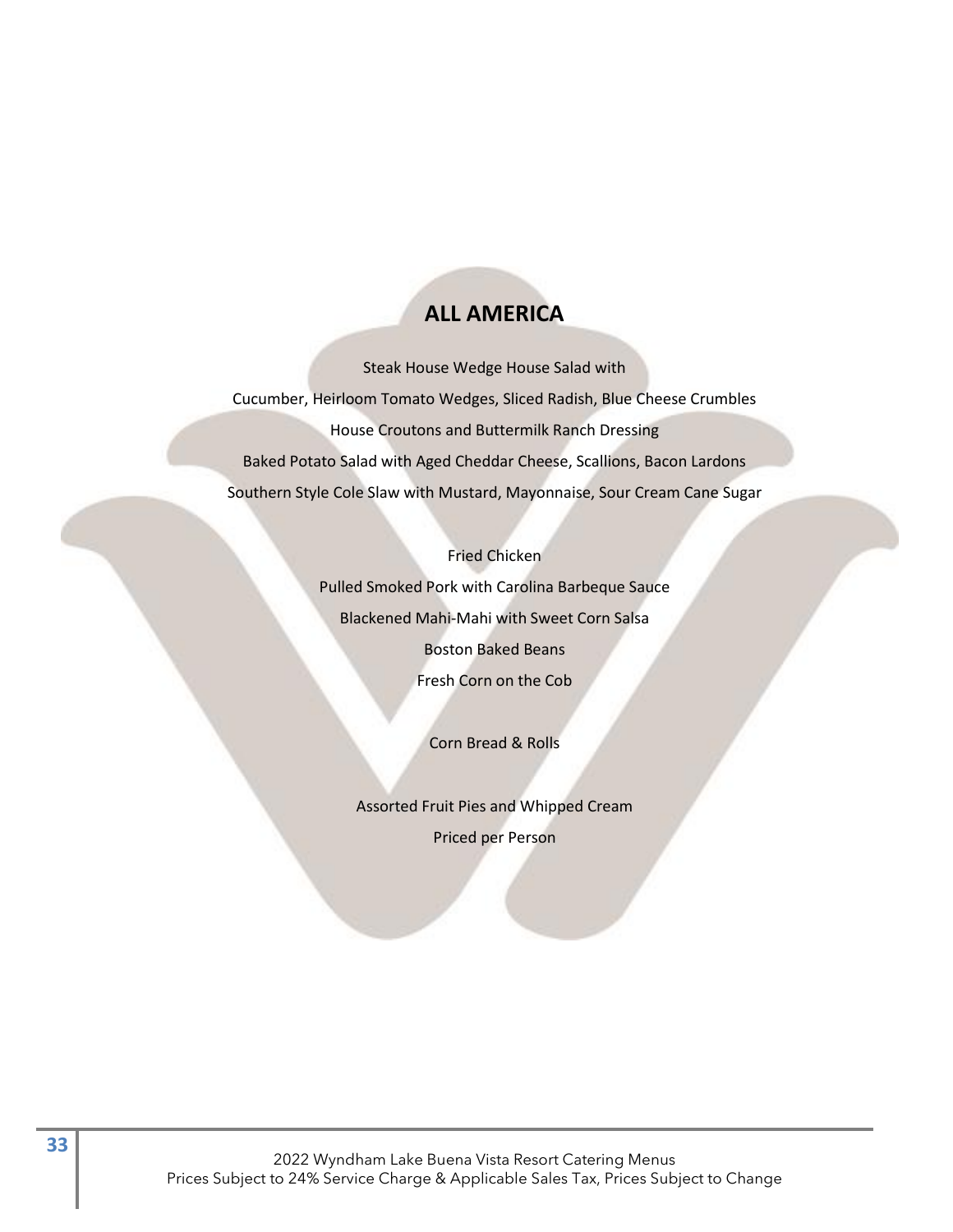# ALL AMERICA

Steak House Wedge House Salad with

Cucumber, Heirloom Tomato Wedges, Sliced Radish, Blue Cheese Crumbles

House Croutons and Buttermilk Ranch Dressing

Baked Potato Salad with Aged Cheddar Cheese, Scallions, Bacon Lardons

Southern Style Cole Slaw with Mustard, Mayonnaise, Sour Cream Cane Sugar

Fried Chicken

Pulled Smoked Pork with Carolina Barbeque Sauce

Blackened Mahi-Mahi with Sweet Corn Salsa

Boston Baked Beans

Fresh Corn on the Cob

Corn Bread & Rolls

Assorted Fruit Pies and Whipped Cream

Priced per Person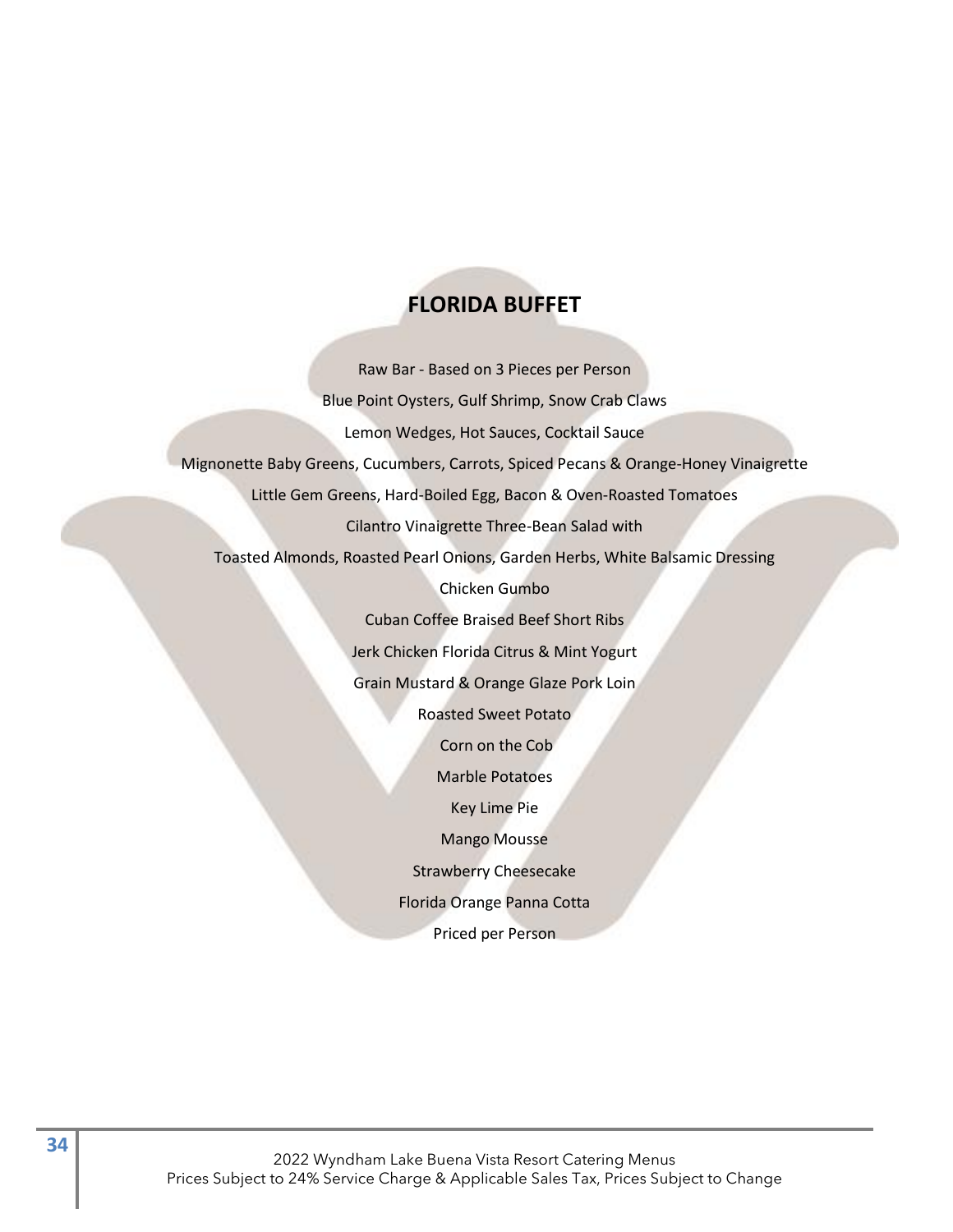## FLORIDA BUFFET

Raw Bar - Based on 3 Pieces per Person

Blue Point Oysters, Gulf Shrimp, Snow Crab Claws

Lemon Wedges, Hot Sauces, Cocktail Sauce

Mignonette Baby Greens, Cucumbers, Carrots, Spiced Pecans & Orange-Honey Vinaigrette

Little Gem Greens, Hard-Boiled Egg, Bacon & Oven-Roasted Tomatoes

Cilantro Vinaigrette Three-Bean Salad with

Toasted Almonds, Roasted Pearl Onions, Garden Herbs, White Balsamic Dressing

Chicken Gumbo

Cuban Coffee Braised Beef Short Ribs

Jerk Chicken Florida Citrus & Mint Yogurt

Grain Mustard & Orange Glaze Pork Loin

Roasted Sweet Potato

Corn on the Cob

Marble Potatoes

Key Lime Pie

Mango Mousse

Strawberry Cheesecake

Florida Orange Panna Cotta

Priced per Person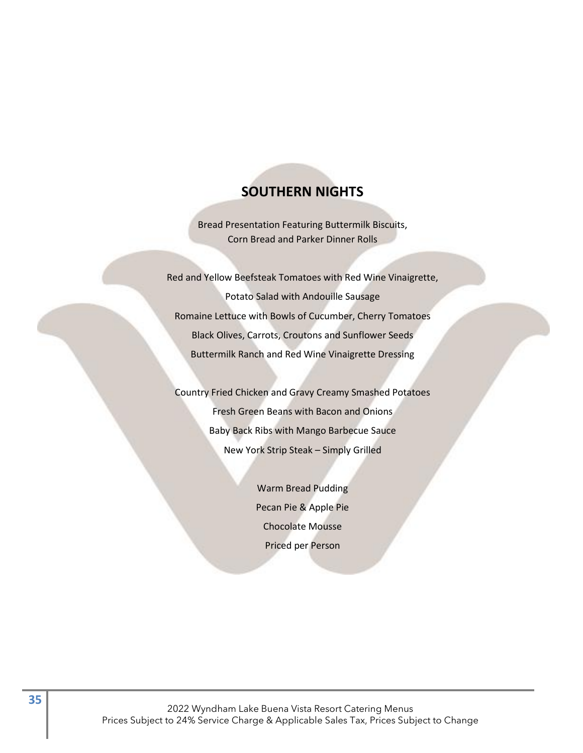## SOUTHERN NIGHTS

Bread Presentation Featuring Buttermilk Biscuits,
Corn Bread and Parker Dinner Rolls

Red and Yellow Beefsteak Tomatoes with Red Wine Vinaigrette,
Potato Salad with Andouille Sausage
Romaine Lettuce with Bowls of Cucumber, Cherry Tomatoes
Black Olives, Carrots, Croutons and Sunflower Seeds
Buttermilk Ranch and Red Wine Vinaigrette Dressing

Country Fried Chicken and Gravy Creamy Smashed Potatoes
Fresh Green Beans with Bacon and Onions
Baby Back Ribs with Mango Barbecue Sauce
New York Strip Steak – Simply Grilled

Warm Bread Pudding
Pecan Pie & Apple Pie
Chocolate Mousse
Priced per Person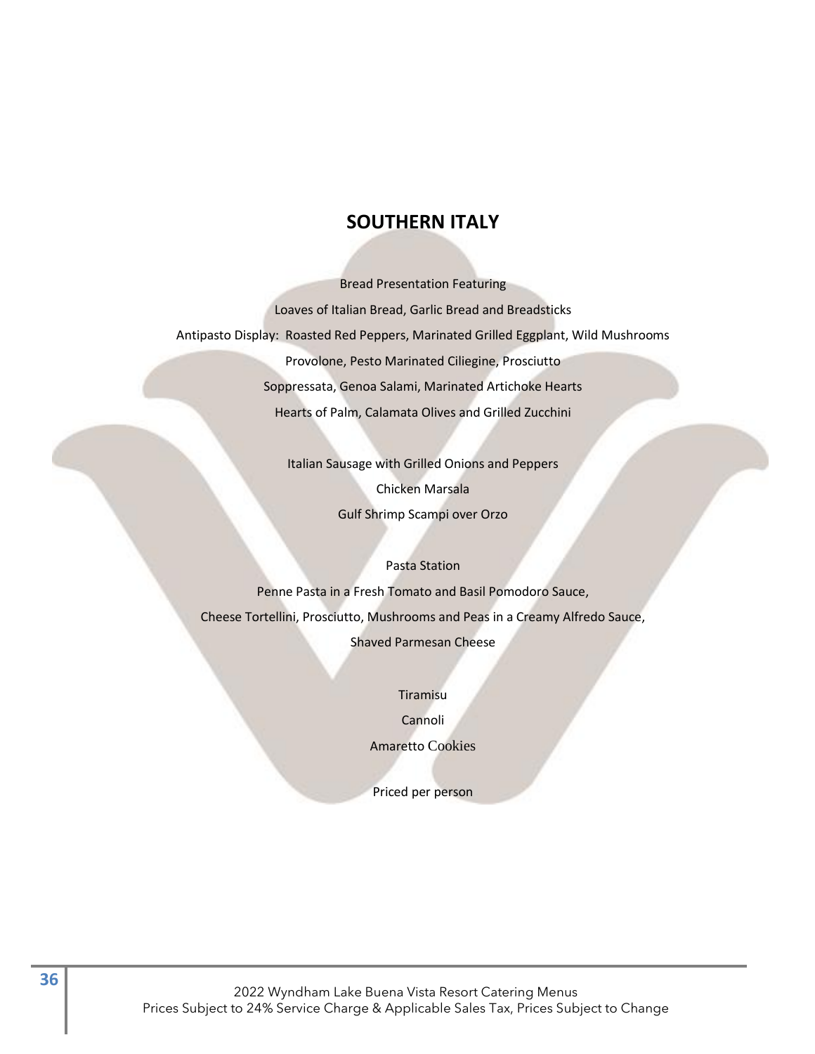## SOUTHERN ITALY

Bread Presentation Featuring

Loaves of Italian Bread, Garlic Bread and Breadsticks

Antipasto Display: Roasted Red Peppers, Marinated Grilled Eggplant, Wild Mushrooms

Provolone, Pesto Marinated Ciliegine, Prosciutto

Soppressata, Genoa Salami, Marinated Artichoke Hearts

Hearts of Palm, Calamata Olives and Grilled Zucchini

Italian Sausage with Grilled Onions and Peppers

Chicken Marsala

Gulf Shrimp Scampi over Orzo

Pasta Station

Penne Pasta in a Fresh Tomato and Basil Pomodoro Sauce,

Cheese Tortellini, Prosciutto, Mushrooms and Peas in a Creamy Alfredo Sauce,

Shaved Parmesan Cheese

Tiramisu

Cannoli

Amaretto Cookies

Priced per person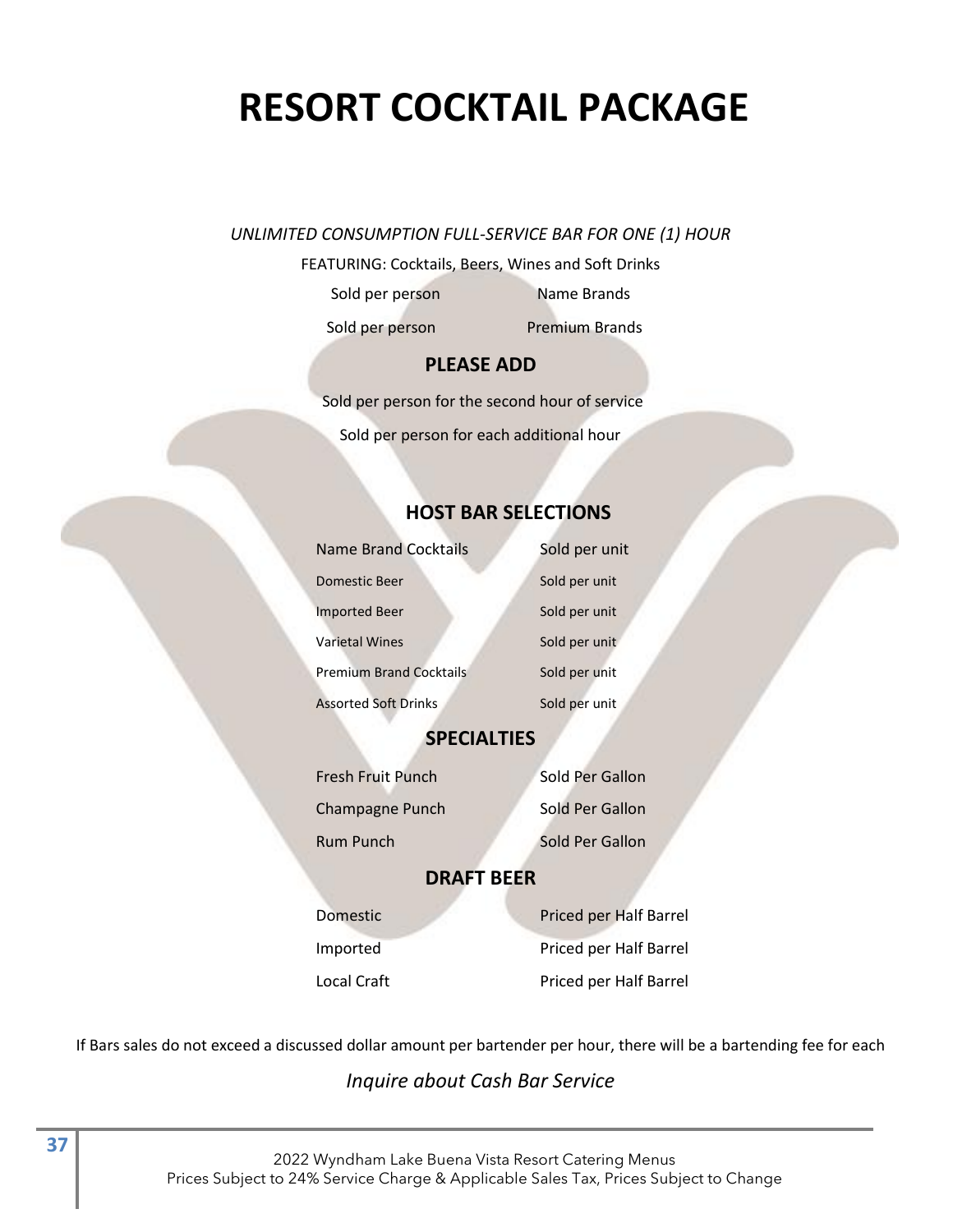# RESORT COCKTAIL PACKAGE

*UNLIMITED CONSUMPTION FULL-SERVICE BAR FOR ONE (1) HOUR*

FEATURING: Cocktails, Beers, Wines and Soft Drinks

| | |
|---|---|
| Sold per person | Name Brands |
| Sold per person | Premium Brands |

## PLEASE ADD

Sold per person for the second hour of service

Sold per person for each additional hour

## HOST BAR SELECTIONS

| | |
|---|---|
| Name Brand Cocktails | Sold per unit |
| Domestic Beer | Sold per unit |
| Imported Beer | Sold per unit |
| Varietal Wines | Sold per unit |
| Premium Brand Cocktails | Sold per unit |
| Assorted Soft Drinks | Sold per unit |

## SPECIALTIES

| | |
|---|---|
| Fresh Fruit Punch | Sold Per Gallon |
| Champagne Punch | Sold Per Gallon |
| Rum Punch | Sold Per Gallon |

## DRAFT BEER

| | |
|---|---|
| Domestic | Priced per Half Barrel |
| Imported | Priced per Half Barrel |
| Local Craft | Priced per Half Barrel |

If Bars sales do not exceed a discussed dollar amount per bartender per hour, there will be a bartending fee for each

*Inquire about Cash Bar Service*

2022 Wyndham Lake Buena Vista Resort Catering Menus
Prices Subject to 24% Service Charge & Applicable Sales Tax, Prices Subject to Change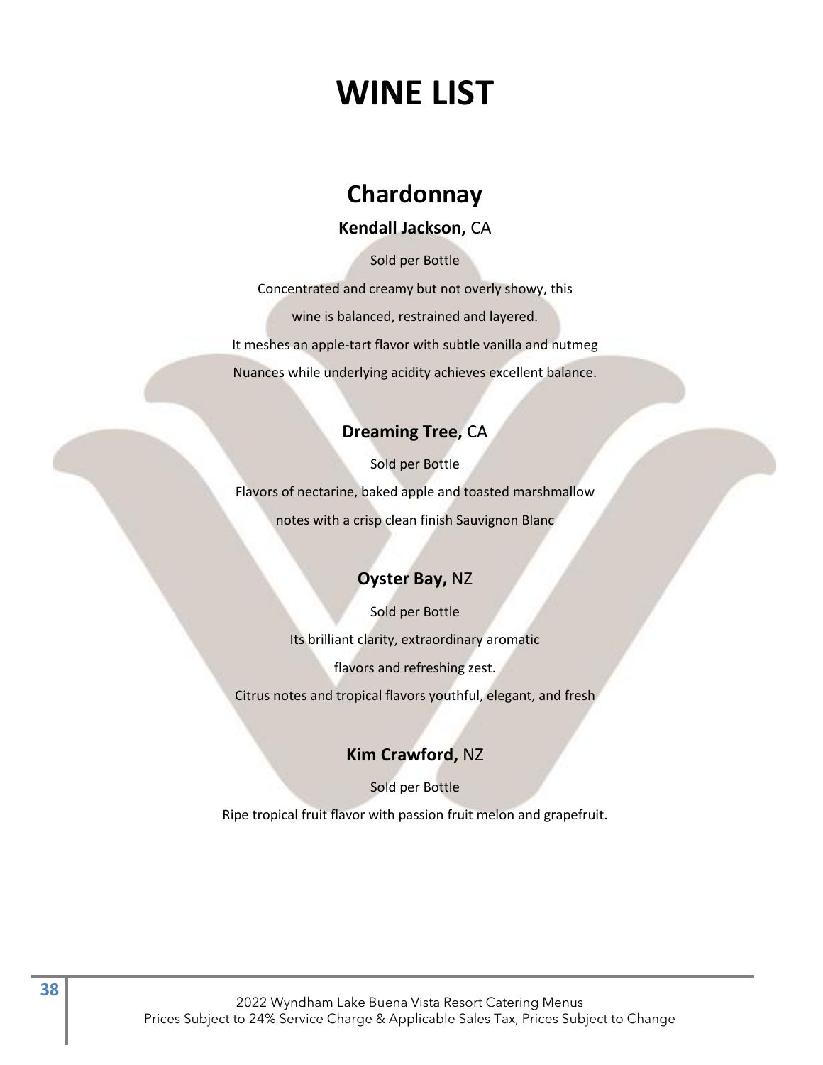# WINE LIST

## Chardonnay

**Kendall Jackson,** CA

Sold per Bottle

Concentrated and creamy but not overly showy, this

wine is balanced, restrained and layered.

It meshes an apple-tart flavor with subtle vanilla and nutmeg

Nuances while underlying acidity achieves excellent balance.

**Dreaming Tree,** CA

Sold per Bottle

Flavors of nectarine, baked apple and toasted marshmallow

notes with a crisp clean finish Sauvignon Blanc

**Oyster Bay,** NZ

Sold per Bottle

Its brilliant clarity, extraordinary aromatic

flavors and refreshing zest.

Citrus notes and tropical flavors youthful, elegant, and fresh

**Kim Crawford,** NZ

Sold per Bottle

Ripe tropical fruit flavor with passion fruit melon and grapefruit.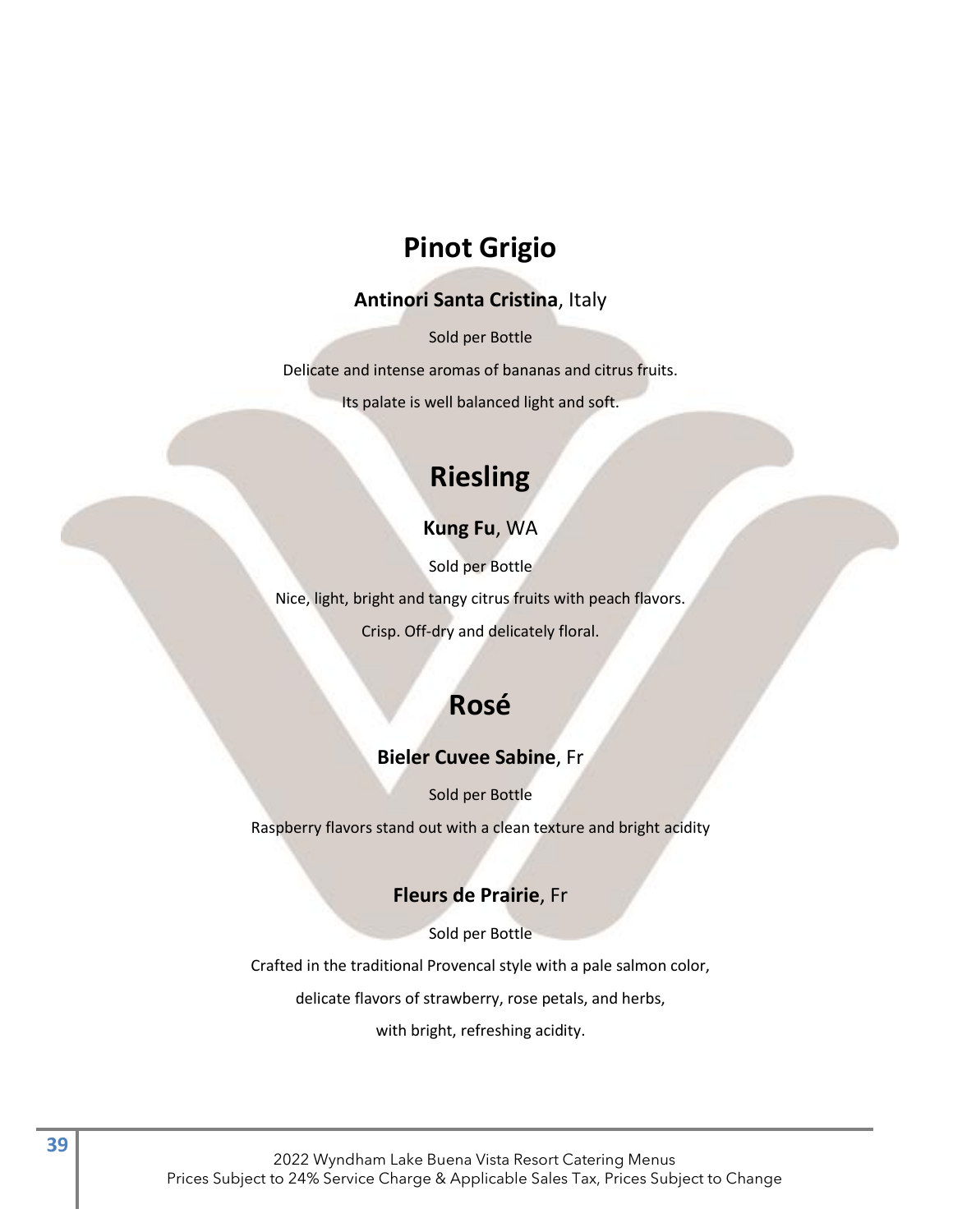# Pinot Grigio

**Antinori Santa Cristina**, Italy

Sold per Bottle

Delicate and intense aromas of bananas and citrus fruits.

Its palate is well balanced light and soft.

# Riesling

**Kung Fu**, WA

Sold per Bottle

Nice, light, bright and tangy citrus fruits with peach flavors.

Crisp. Off-dry and delicately floral.

# Rosé

**Bieler Cuvee Sabine**, Fr

Sold per Bottle

Raspberry flavors stand out with a clean texture and bright acidity

**Fleurs de Prairie**, Fr

Sold per Bottle

Crafted in the traditional Provencal style with a pale salmon color,

delicate flavors of strawberry, rose petals, and herbs,

with bright, refreshing acidity.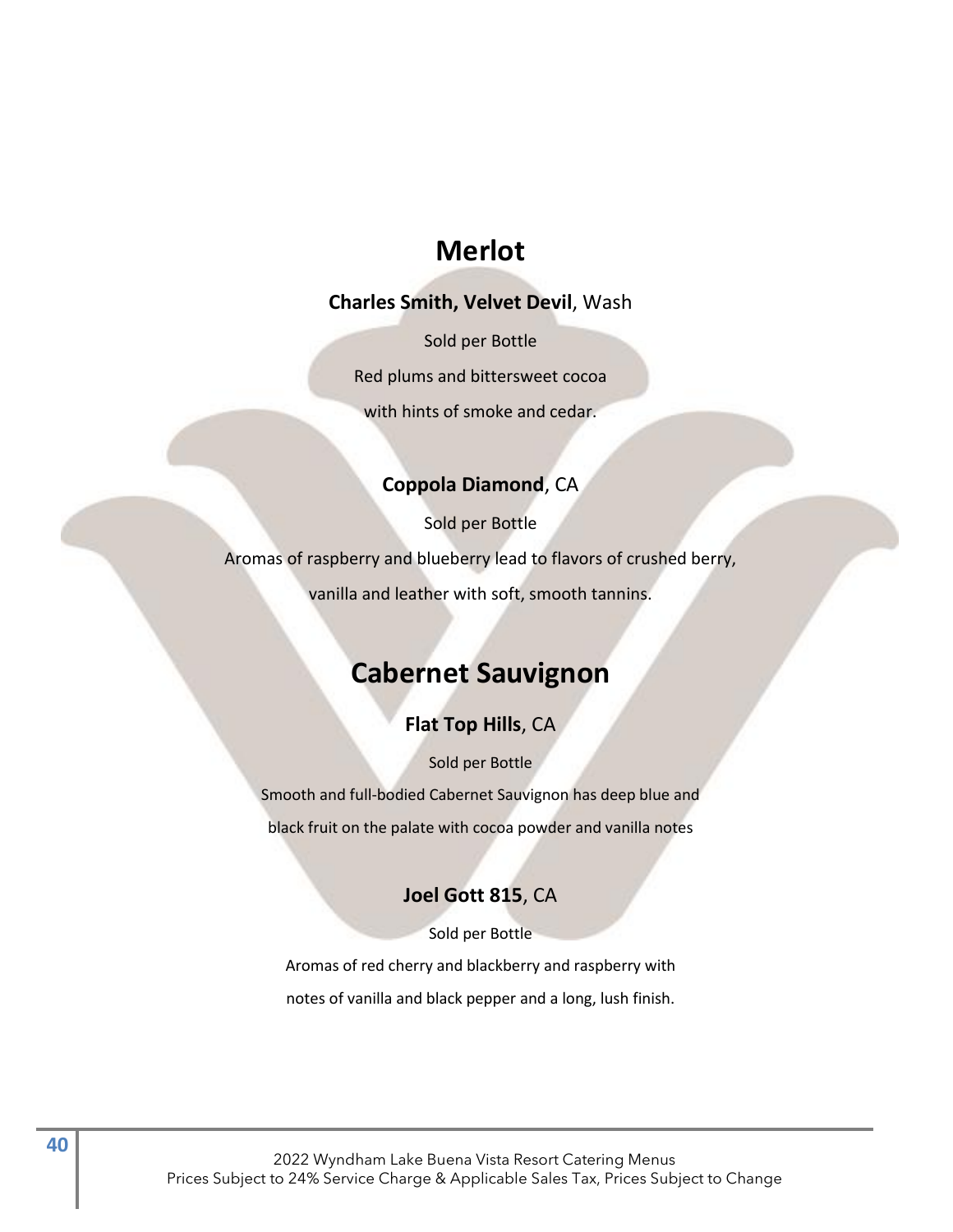## Merlot

**Charles Smith, Velvet Devil**, Wash

Sold per Bottle

Red plums and bittersweet cocoa

with hints of smoke and cedar.

**Coppola Diamond**, CA

Sold per Bottle

Aromas of raspberry and blueberry lead to flavors of crushed berry,

vanilla and leather with soft, smooth tannins.

## Cabernet Sauvignon

**Flat Top Hills**, CA

Sold per Bottle

Smooth and full-bodied Cabernet Sauvignon has deep blue and

black fruit on the palate with cocoa powder and vanilla notes

**Joel Gott 815**, CA

Sold per Bottle

Aromas of red cherry and blackberry and raspberry with

notes of vanilla and black pepper and a long, lush finish.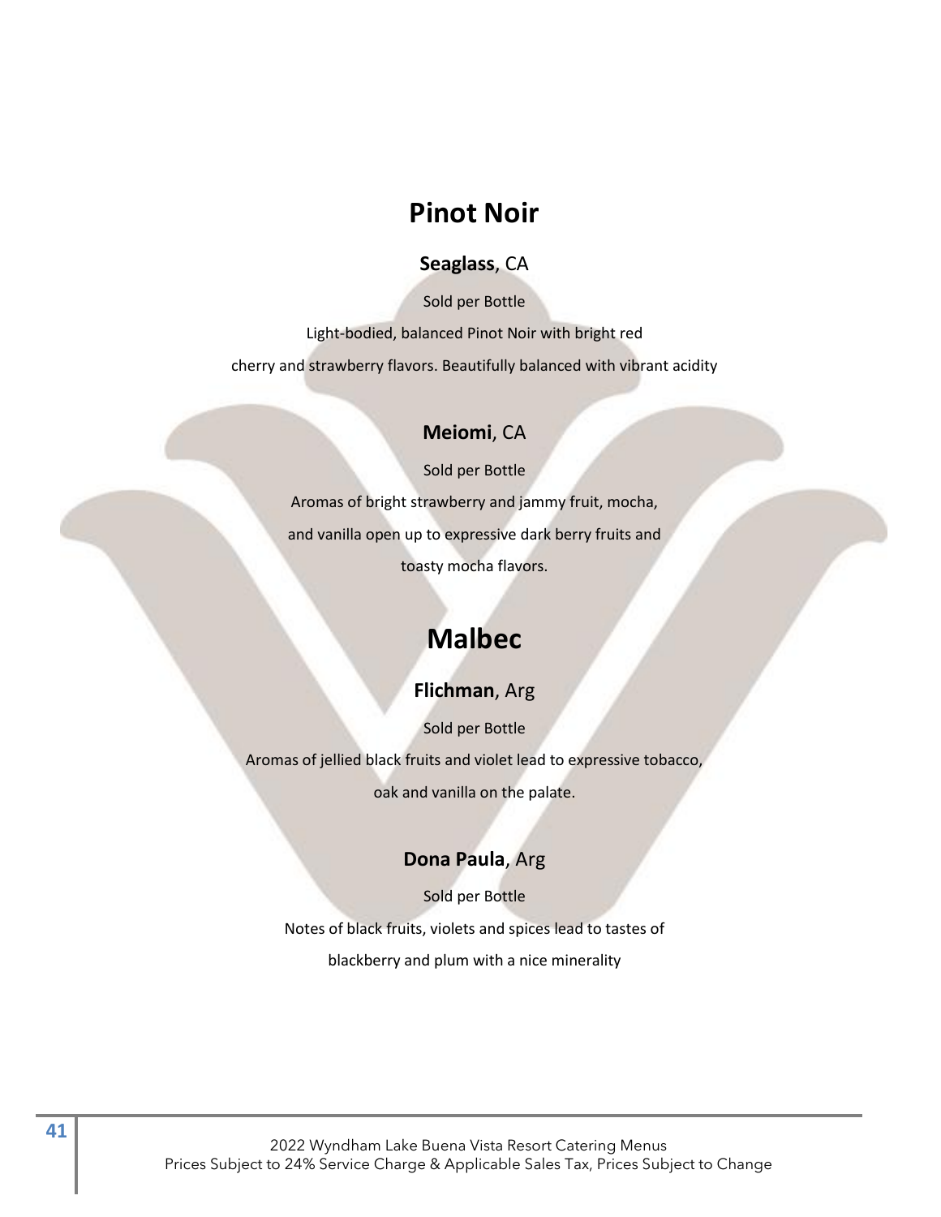# Pinot Noir

**Seaglass**, CA

Sold per Bottle

Light-bodied, balanced Pinot Noir with bright red cherry and strawberry flavors. Beautifully balanced with vibrant acidity

**Meiomi**, CA

Sold per Bottle

Aromas of bright strawberry and jammy fruit, mocha, and vanilla open up to expressive dark berry fruits and toasty mocha flavors.

# Malbec

**Flichman**, Arg

Sold per Bottle

Aromas of jellied black fruits and violet lead to expressive tobacco, oak and vanilla on the palate.

**Dona Paula**, Arg

Sold per Bottle

Notes of black fruits, violets and spices lead to tastes of blackberry and plum with a nice minerality